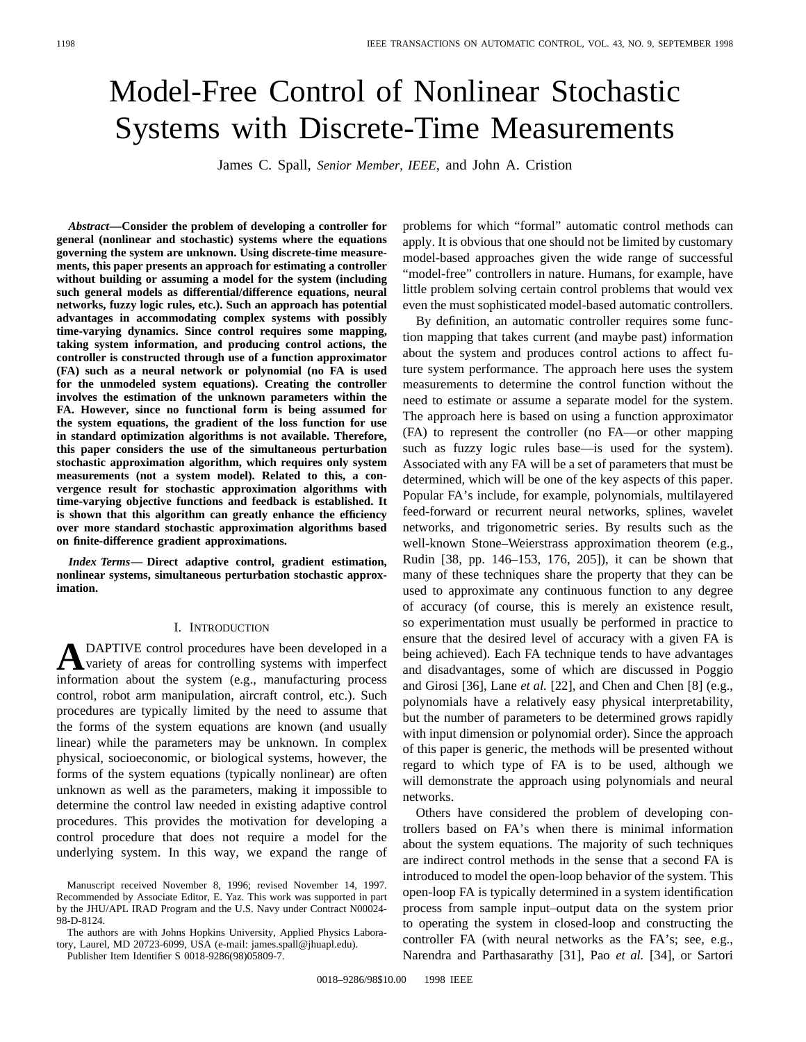# Model-Free Control of Nonlinear Stochastic Systems with Discrete-Time Measurements

James C. Spall, *Senior Member, IEEE*, and John A. Cristion

***Abstract*—Consider the problem of developing a controller for general (nonlinear and stochastic) systems where the equations governing the system are unknown. Using discrete-time measurements, this paper presents an approach for estimating a controller without building or assuming a model for the system (including such general models as differential/difference equations, neural networks, fuzzy logic rules, etc.). Such an approach has potential advantages in accommodating complex systems with possibly time-varying dynamics. Since control requires some mapping, taking system information, and producing control actions, the controller is constructed through use of a function approximator (FA) such as a neural network or polynomial (no FA is used for the unmodeled system equations). Creating the controller involves the estimation of the unknown parameters within the FA. However, since no functional form is being assumed for the system equations, the gradient of the loss function for use in standard optimization algorithms is not available. Therefore, this paper considers the use of the simultaneous perturbation stochastic approximation algorithm, which requires only system measurements (not a system model). Related to this, a convergence result for stochastic approximation algorithms with time-varying objective functions and feedback is established. It is shown that this algorithm can greatly enhance the efficiency over more standard stochastic approximation algorithms based on finite-difference gradient approximations.**

***Index Terms*— Direct adaptive control, gradient estimation, nonlinear systems, simultaneous perturbation stochastic approximation.**

## I. Introduction

ADAPTIVE control procedures have been developed in a variety of areas for controlling systems with imperfect information about the system (e.g., manufacturing process control, robot arm manipulation, aircraft control, etc.). Such procedures are typically limited by the need to assume that the forms of the system equations are known (and usually linear) while the parameters may be unknown. In complex physical, socioeconomic, or biological systems, however, the forms of the system equations (typically nonlinear) are often unknown as well as the parameters, making it impossible to determine the control law needed in existing adaptive control procedures. This provides the motivation for developing a control procedure that does not require a model for the underlying system. In this way, we expand the range of problems for which "formal" automatic control methods can apply. It is obvious that one should not be limited by customary model-based approaches given the wide range of successful "model-free" controllers in nature. Humans, for example, have little problem solving certain control problems that would vex even the must sophisticated model-based automatic controllers.

By definition, an automatic controller requires some function mapping that takes current (and maybe past) information about the system and produces control actions to affect future system performance. The approach here uses the system measurements to determine the control function without the need to estimate or assume a separate model for the system. The approach here is based on using a function approximator (FA) to represent the controller (no FA—or other mapping such as fuzzy logic rules base—is used for the system). Associated with any FA will be a set of parameters that must be determined, which will be one of the key aspects of this paper. Popular FA's include, for example, polynomials, multilayered feed-forward or recurrent neural networks, splines, wavelet networks, and trigonometric series. By results such as the well-known Stone–Weierstrass approximation theorem (e.g., Rudin [38, pp. 146–153, 176, 205]), it can be shown that many of these techniques share the property that they can be used to approximate any continuous function to any degree of accuracy (of course, this is merely an existence result, so experimentation must usually be performed in practice to ensure that the desired level of accuracy with a given FA is being achieved). Each FA technique tends to have advantages and disadvantages, some of which are discussed in Poggio and Girosi [36], Lane *et al.* [22], and Chen and Chen [8] (e.g., polynomials have a relatively easy physical interpretability, but the number of parameters to be determined grows rapidly with input dimension or polynomial order). Since the approach of this paper is generic, the methods will be presented without regard to which type of FA is to be used, although we will demonstrate the approach using polynomials and neural networks.

Others have considered the problem of developing controllers based on FA's when there is minimal information about the system equations. The majority of such techniques are indirect control methods in the sense that a second FA is introduced to model the open-loop behavior of the system. This open-loop FA is typically determined in a system identification process from sample input–output data on the system prior to operating the system in closed-loop and constructing the controller FA (with neural networks as the FA's; see, e.g., Narendra and Parthasarathy [31], Pao *et al.* [34], or Sartori

Manuscript received November 8, 1996; revised November 14, 1997. Recommended by Associate Editor, E. Yaz. This work was supported in part by the JHU/APL IRAD Program and the U.S. Navy under Contract N00024-98-D-8124.

The authors are with Johns Hopkins University, Applied Physics Laboratory, Laurel, MD 20723-6099, USA (e-mail: james.spall@jhuapl.edu).

Publisher Item Identifier S 0018-9286(98)05809-7.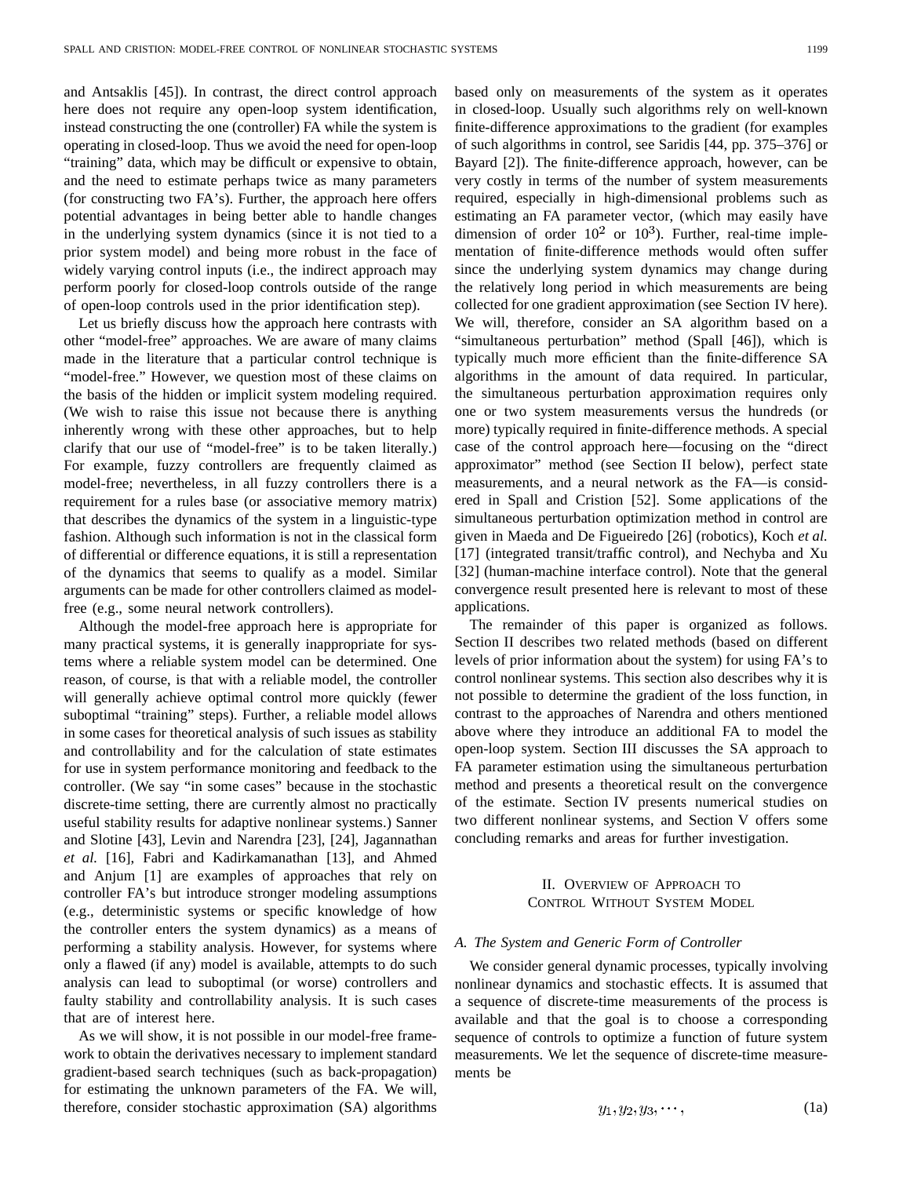and Antsaklis [45]). In contrast, the direct control approach here does not require any open-loop system identification, instead constructing the one (controller) FA while the system is operating in closed-loop. Thus we avoid the need for open-loop "training" data, which may be difficult or expensive to obtain, and the need to estimate perhaps twice as many parameters (for constructing two FA's). Further, the approach here offers potential advantages in being better able to handle changes in the underlying system dynamics (since it is not tied to a prior system model) and being more robust in the face of widely varying control inputs (i.e., the indirect approach may perform poorly for closed-loop controls outside of the range of open-loop controls used in the prior identification step).

Let us briefly discuss how the approach here contrasts with other "model-free" approaches. We are aware of many claims made in the literature that a particular control technique is "model-free." However, we question most of these claims on the basis of the hidden or implicit system modeling required. (We wish to raise this issue not because there is anything inherently wrong with these other approaches, but to help clarify that our use of "model-free" is to be taken literally.) For example, fuzzy controllers are frequently claimed as model-free; nevertheless, in all fuzzy controllers there is a requirement for a rules base (or associative memory matrix) that describes the dynamics of the system in a linguistic-type fashion. Although such information is not in the classical form of differential or difference equations, it is still a representation of the dynamics that seems to qualify as a model. Similar arguments can be made for other controllers claimed as model-free (e.g., some neural network controllers).

Although the model-free approach here is appropriate for many practical systems, it is generally inappropriate for systems where a reliable system model can be determined. One reason, of course, is that with a reliable model, the controller will generally achieve optimal control more quickly (fewer suboptimal "training" steps). Further, a reliable model allows in some cases for theoretical analysis of such issues as stability and controllability and for the calculation of state estimates for use in system performance monitoring and feedback to the controller. (We say "in some cases" because in the stochastic discrete-time setting, there are currently almost no practically useful stability results for adaptive nonlinear systems.) Sanner and Slotine [43], Levin and Narendra [23], [24], Jagannathan *et al.* [16], Fabri and Kadirkamanathan [13], and Ahmed and Anjum [1] are examples of approaches that rely on controller FA's but introduce stronger modeling assumptions (e.g., deterministic systems or specific knowledge of how the controller enters the system dynamics) as a means of performing a stability analysis. However, for systems where only a flawed (if any) model is available, attempts to do such analysis can lead to suboptimal (or worse) controllers and faulty stability and controllability analysis. It is such cases that are of interest here.

As we will show, it is not possible in our model-free framework to obtain the derivatives necessary to implement standard gradient-based search techniques (such as back-propagation) for estimating the unknown parameters of the FA. We will, therefore, consider stochastic approximation (SA) algorithms based only on measurements of the system as it operates in closed-loop. Usually such algorithms rely on well-known finite-difference approximations to the gradient (for examples of such algorithms in control, see Saridis [44, pp. 375–376] or Bayard [2]). The finite-difference approach, however, can be very costly in terms of the number of system measurements required, especially in high-dimensional problems such as estimating an FA parameter vector, (which may easily have dimension of order $10^2$ or $10^3$). Further, real-time implementation of finite-difference methods would often suffer since the underlying system dynamics may change during the relatively long period in which measurements are being collected for one gradient approximation (see Section IV here). We will, therefore, consider an SA algorithm based on a "simultaneous perturbation" method (Spall [46]), which is typically much more efficient than the finite-difference SA algorithms in the amount of data required. In particular, the simultaneous perturbation approximation requires only one or two system measurements versus the hundreds (or more) typically required in finite-difference methods. A special case of the control approach here—focusing on the "direct approximator" method (see Section II below), perfect state measurements, and a neural network as the FA—is considered in Spall and Cristion [52]. Some applications of the simultaneous perturbation optimization method in control are given in Maeda and De Figueiredo [26] (robotics), Koch *et al.* [17] (integrated transit/traffic control), and Nechyba and Xu [32] (human-machine interface control). Note that the general convergence result presented here is relevant to most of these applications.

The remainder of this paper is organized as follows. Section II describes two related methods (based on different levels of prior information about the system) for using FA's to control nonlinear systems. This section also describes why it is not possible to determine the gradient of the loss function, in contrast to the approaches of Narendra and others mentioned above where they introduce an additional FA to model the open-loop system. Section III discusses the SA approach to FA parameter estimation using the simultaneous perturbation method and presents a theoretical result on the convergence of the estimate. Section IV presents numerical studies on two different nonlinear systems, and Section V offers some concluding remarks and areas for further investigation.

## II. Overview of Approach to Control Without System Model

### A. The System and Generic Form of Controller

We consider general dynamic processes, typically involving nonlinear dynamics and stochastic effects. It is assumed that a sequence of discrete-time measurements of the process is available and that the goal is to choose a corresponding sequence of controls to optimize a function of future system measurements. We let the sequence of discrete-time measurements be

$$y_1, y_2, y_3, \cdots, \tag{1a}$$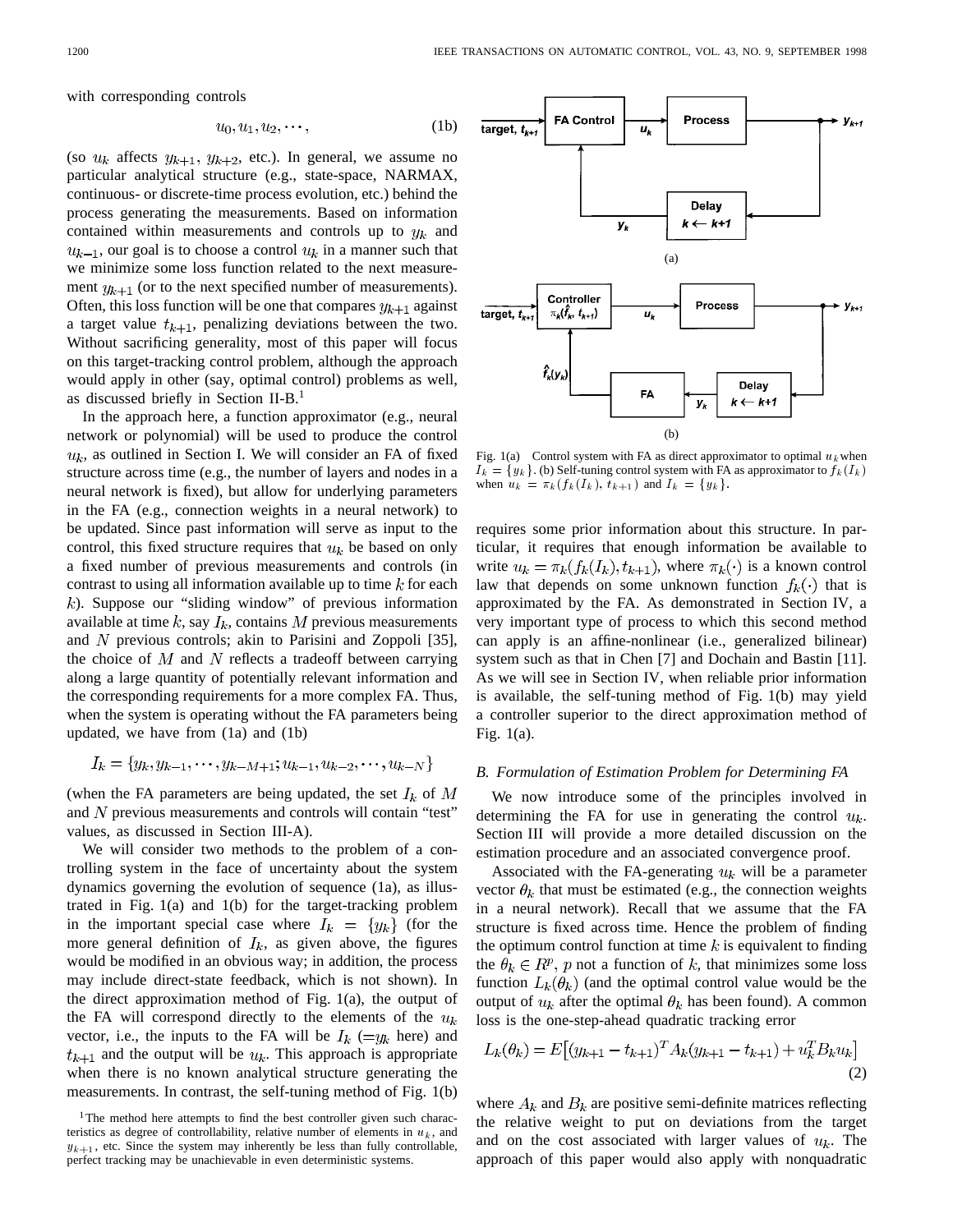with corresponding controls

$$u_0, u_1, u_2, \cdots, \tag{1b}$$

(so $u_k$ affects $y_{k+1}$, $y_{k+2}$, etc.). In general, we assume no particular analytical structure (e.g., state-space, NARMAX, continuous- or discrete-time process evolution, etc.) behind the process generating the measurements. Based on information contained within measurements and controls up to $y_k$ and $u_{k-1}$, our goal is to choose a control $u_k$ in a manner such that we minimize some loss function related to the next measurement $y_{k+1}$ (or to the next specified number of measurements). Often, this loss function will be one that compares $y_{k+1}$ against a target value $t_{k+1}$, penalizing deviations between the two. Without sacrificing generality, most of this paper will focus on this target-tracking control problem, although the approach would apply in other (say, optimal control) problems as well, as discussed briefly in Section II-B.[1]

In the approach here, a function approximator (e.g., neural network or polynomial) will be used to produce the control $u_k$, as outlined in Section I. We will consider an FA of fixed structure across time (e.g., the number of layers and nodes in a neural network is fixed), but allow for underlying parameters in the FA (e.g., connection weights in a neural network) to be updated. Since past information will serve as input to the control, this fixed structure requires that $u_k$ be based on only a fixed number of previous measurements and controls (in contrast to using all information available up to time $k$ for each $k$). Suppose our "sliding window" of previous information available at time $k$, say $I_k$, contains $M$ previous measurements and $N$ previous controls; akin to Parisini and Zoppoli [35], the choice of $M$ and $N$ reflects a tradeoff between carrying along a large quantity of potentially relevant information and the corresponding requirements for a more complex FA. Thus, when the system is operating without the FA parameters being updated, we have from (1a) and (1b)

$$I_k = \{y_k, y_{k-1}, \cdots, y_{k-M+1}; u_{k-1}, u_{k-2}, \cdots, u_{k-N}\}$$

(when the FA parameters are being updated, the set $I_k$ of $M$ and $N$ previous measurements and controls will contain "test" values, as discussed in Section III-A).

We will consider two methods to the problem of a controlling system in the face of uncertainty about the system dynamics governing the evolution of sequence (1a), as illustrated in Fig. 1(a) and 1(b) for the target-tracking problem in the important special case where $I_k = \{y_k\}$ (for the more general definition of $I_k$, as given above, the figures would be modified in an obvious way; in addition, the process may include direct-state feedback, which is not shown). In the direct approximation method of Fig. 1(a), the output of the FA will correspond directly to the elements of the $u_k$ vector, i.e., the inputs to the FA will be $I_k$ ($=y_k$ here) and $t_{k+1}$ and the output will be $u_k$. This approach is appropriate when there is no known analytical structure generating the measurements. In contrast, the self-tuning method of Fig. 1(b) requires some prior information about this structure. In particular, it requires that enough information be available to write $u_k = \pi_k(f_k(I_k), t_{k+1})$, where $\pi_k(\cdot)$ is a known control law that depends on some unknown function $f_k(\cdot)$ that is approximated by the FA. As demonstrated in Section IV, a very important type of process to which this second method can apply is an affine-nonlinear (i.e., generalized bilinear) system such as that in Chen [7] and Dochain and Bastin [11]. As we will see in Section IV, when reliable prior information is available, the self-tuning method of Fig. 1(b) may yield a controller superior to the direct approximation method of Fig. 1(a).

Fig. 1(a) Control system with FA as direct approximator to optimal $u_k$ when $I_k = \{y_k\}$. (b) Self-tuning control system with FA as approximator to $f_k(I_k)$ when $u_k = \pi_k(f_k(I_k), t_{k+1})$ and $I_k = \{y_k\}$.

### B. Formulation of Estimation Problem for Determining FA

We now introduce some of the principles involved in determining the FA for use in generating the control $u_k$. Section III will provide a more detailed discussion on the estimation procedure and an associated convergence proof.

Associated with the FA-generating $u_k$ will be a parameter vector $\theta_k$ that must be estimated (e.g., the connection weights in a neural network). Recall that we assume that the FA structure is fixed across time. Hence the problem of finding the optimum control function at time $k$ is equivalent to finding the $\theta_k \in R^p$, $p$ not a function of $k$, that minimizes some loss function $L_k(\theta_k)$ (and the optimal control value would be the output of $u_k$ after the optimal $\theta_k$ has been found). A common loss is the one-step-ahead quadratic tracking error

$$L_k(\theta_k) = E\big[(y_{k+1} - t_{k+1})^T A_k (y_{k+1} - t_{k+1}) + u_k^T B_k u_k\big] \tag{2}$$

where $A_k$ and $B_k$ are positive semi-definite matrices reflecting the relative weight to put on deviations from the target and on the cost associated with larger values of $u_k$. The approach of this paper would also apply with nonquadratic

[1] The method here attempts to find the best controller given such characteristics as degree of controllability, relative number of elements in $u_k$, and $y_{k+1}$, etc. Since the system may inherently be less than fully controllable, perfect tracking may be unachievable in even deterministic systems.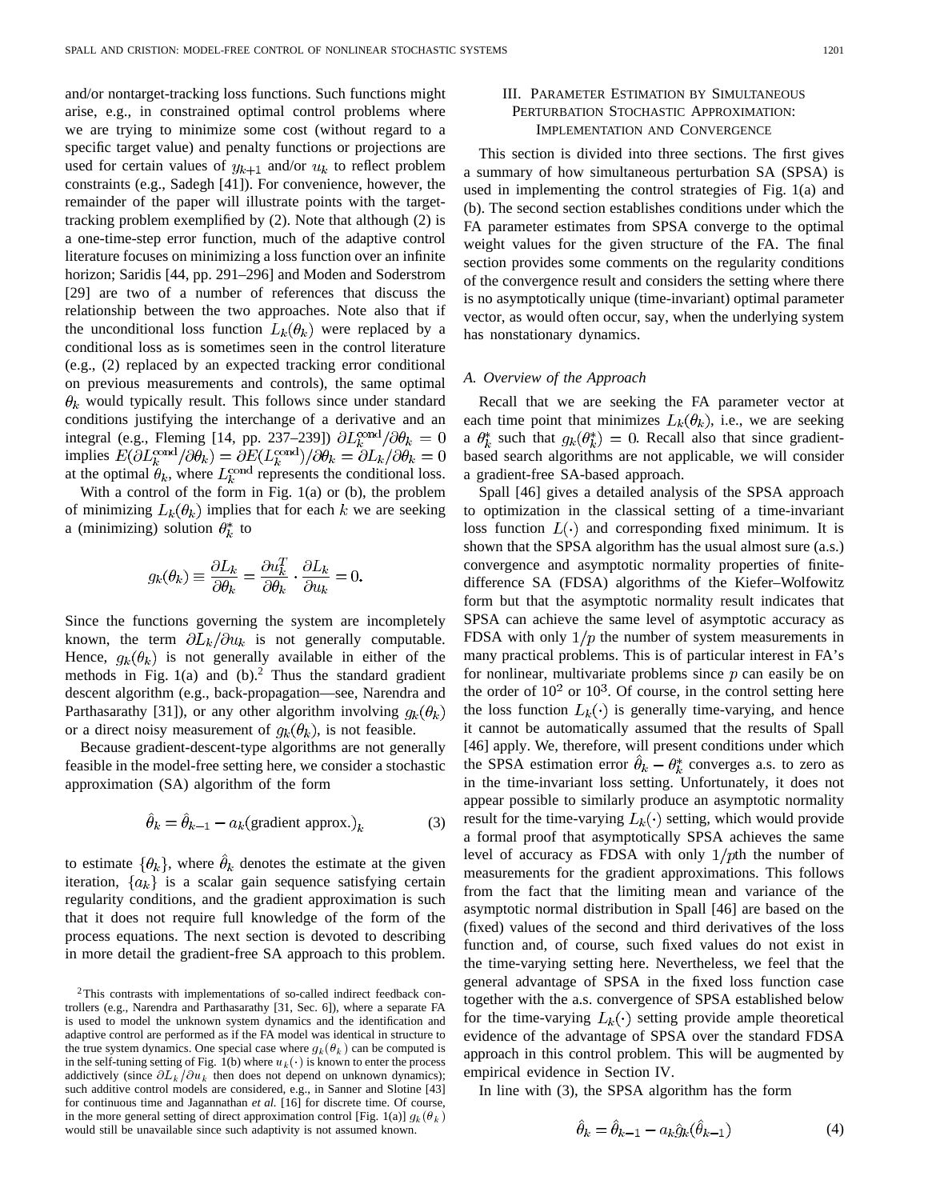and/or nontarget-tracking loss functions. Such functions might arise, e.g., in constrained optimal control problems where we are trying to minimize some cost (without regard to a specific target value) and penalty functions or projections are used for certain values of $y_{k+1}$ and/or $u_k$ to reflect problem constraints (e.g., Sadegh [41]). For convenience, however, the remainder of the paper will illustrate points with the target-tracking problem exemplified by (2). Note that although (2) is a one-time-step error function, much of the adaptive control literature focuses on minimizing a loss function over an infinite horizon; Saridis [44, pp. 291–296] and Moden and Soderstrom [29] are two of a number of references that discuss the relationship between the two approaches. Note also that if the unconditional loss function $L_k(\theta_k)$ were replaced by a conditional loss as is sometimes seen in the control literature (e.g., (2) replaced by an expected tracking error conditional on previous measurements and controls), the same optimal $\theta_k$ would typically result. This follows since under standard conditions justifying the interchange of a derivative and an integral (e.g., Fleming [14, pp. 237–239]) $\partial L_k^{\rm cond}/\partial\theta_k = 0$ implies $E(\partial L_k^{\rm cond}/\partial\theta_k) = \partial E(L_k^{\rm cond})/\partial\theta_k = \partial L_k/\partial\theta_k = 0$ at the optimal $\theta_k$, where $L_k^{\rm cond}$ represents the conditional loss.

With a control of the form in Fig. 1(a) or (b), the problem of minimizing $L_k(\theta_k)$ implies that for each $k$ we are seeking a (minimizing) solution $\theta_k^*$ to

$$g_k(\theta_k) \equiv \frac{\partial L_k}{\partial \theta_k} = \frac{\partial u_k^T}{\partial \theta_k} \cdot \frac{\partial L_k}{\partial u_k} = 0.$$

Since the functions governing the system are incompletely known, the term $\partial L_k/\partial u_k$ is not generally computable. Hence, $g_k(\theta_k)$ is not generally available in either of the methods in Fig. 1(a) and (b).[2] Thus the standard gradient descent algorithm (e.g., back-propagation—see, Narendra and Parthasarathy [31]), or any other algorithm involving $g_k(\theta_k)$ or a direct noisy measurement of $g_k(\theta_k)$, is not feasible.

Because gradient-descent-type algorithms are not generally feasible in the model-free setting here, we consider a stochastic approximation (SA) algorithm of the form

$$\hat{\theta}_k = \hat{\theta}_{k-1} - a_k(\text{gradient approx.})_k \tag{3}$$

to estimate $\{\theta_k\}$, where $\hat{\theta}_k$ denotes the estimate at the given iteration, $\{a_k\}$ is a scalar gain sequence satisfying certain regularity conditions, and the gradient approximation is such that it does not require full knowledge of the form of the process equations. The next section is devoted to describing in more detail the gradient-free SA approach to this problem.

[2] This contrasts with implementations of so-called indirect feedback controllers (e.g., Narendra and Parthasarathy [31, Sec. 6]), where a separate FA is used to model the unknown system dynamics and the identification and adaptive control are performed as if the FA model was identical in structure to the true system dynamics. One special case where $g_k(\theta_k)$ can be computed is in the self-tuning setting of Fig. 1(b) where $u_k(\cdot)$ is known to enter the process addictively (since $\partial L_k/\partial u_k$ then does not depend on unknown dynamics); such additive control models are considered, e.g., in Sanner and Slotine [43] for continuous time and Jagannathan *et al.* [16] for discrete time. Of course, in the more general setting of direct approximation control [Fig. 1(a)] $g_k(\theta_k)$ would still be unavailable since such adaptivity is not assumed known.

## III. Parameter Estimation by Simultaneous Perturbation Stochastic Approximation: Implementation and Convergence

This section is divided into three sections. The first gives a summary of how simultaneous perturbation SA (SPSA) is used in implementing the control strategies of Fig. 1(a) and (b). The second section establishes conditions under which the FA parameter estimates from SPSA converge to the optimal weight values for the given structure of the FA. The final section provides some comments on the regularity conditions of the convergence result and considers the setting where there is no asymptotically unique (time-invariant) optimal parameter vector, as would often occur, say, when the underlying system has nonstationary dynamics.

### *A. Overview of the Approach*

Recall that we are seeking the FA parameter vector at each time point that minimizes $L_k(\theta_k)$, i.e., we are seeking a $\theta_k^*$ such that $g_k(\theta_k^*) = 0$. Recall also that since gradient-based search algorithms are not applicable, we will consider a gradient-free SA-based approach.

Spall [46] gives a detailed analysis of the SPSA approach to optimization in the classical setting of a time-invariant loss function $L(\cdot)$ and corresponding fixed minimum. It is shown that the SPSA algorithm has the usual almost sure (a.s.) convergence and asymptotic normality properties of finite-difference SA (FDSA) algorithms of the Kiefer–Wolfowitz form but that the asymptotic normality result indicates that SPSA can achieve the same level of asymptotic accuracy as FDSA with only $1/p$ the number of system measurements in many practical problems. This is of particular interest in FA's for nonlinear, multivariate problems since $p$ can easily be on the order of $10^2$ or $10^3$. Of course, in the control setting here the loss function $L_k(\cdot)$ is generally time-varying, and hence it cannot be automatically assumed that the results of Spall [46] apply. We, therefore, will present conditions under which the SPSA estimation error $\hat{\theta}_k - \theta_k^*$ converges a.s. to zero as in the time-invariant loss setting. Unfortunately, it does not appear possible to similarly produce an asymptotic normality result for the time-varying $L_k(\cdot)$ setting, which would provide a formal proof that asymptotically SPSA achieves the same level of accuracy as FDSA with only $1/p$th the number of measurements for the gradient approximations. This follows from the fact that the limiting mean and variance of the asymptotic normal distribution in Spall [46] are based on the (fixed) values of the second and third derivatives of the loss function and, of course, such fixed values do not exist in the time-varying setting here. Nevertheless, we feel that the general advantage of SPSA in the fixed loss function case together with the a.s. convergence of SPSA established below for the time-varying $L_k(\cdot)$ setting provide ample theoretical evidence of the advantage of SPSA over the standard FDSA approach in this control problem. This will be augmented by empirical evidence in Section IV.

In line with (3), the SPSA algorithm has the form

$$\hat{\theta}_k = \hat{\theta}_{k-1} - a_k \hat{g}_k(\hat{\theta}_{k-1}) \tag{4}$$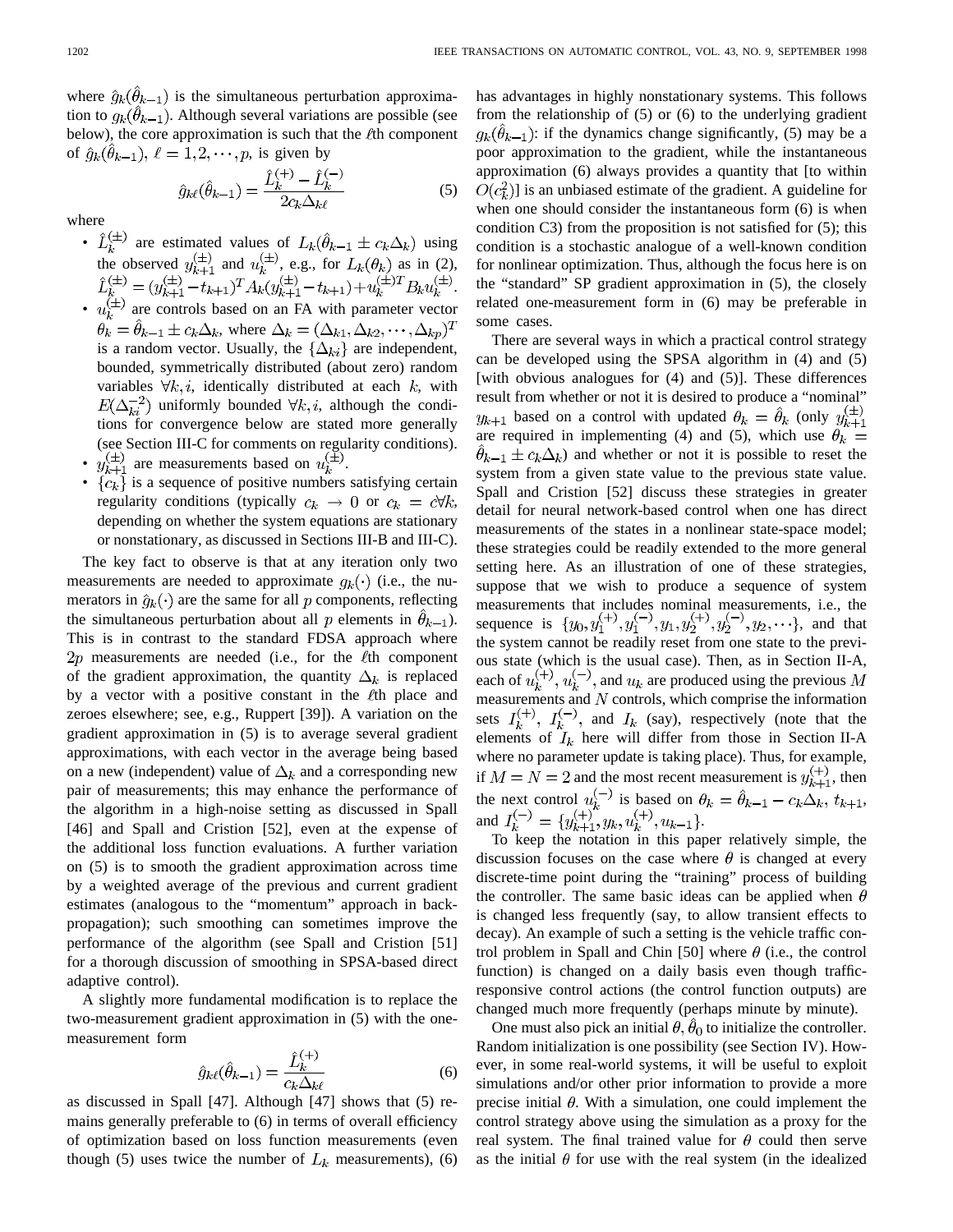where $\hat{g}_k(\hat{\theta}_{k-1})$ is the simultaneous perturbation approximation to $g_k(\hat{\theta}_{k-1})$. Although several variations are possible (see below), the core approximation is such that the $\ell$th component of $\hat{g}_k(\hat{\theta}_{k-1})$, $\ell = 1, 2, \cdots, p$, is given by

$$\hat{g}_{k\ell}(\hat{\theta}_{k-1}) = \frac{\hat{L}_k^{(+)} - \hat{L}_k^{(-)}}{2c_k\Delta_{k\ell}} \tag{5}$$

where

- $\hat{L}_k^{(\pm)}$ are estimated values of $L_k(\hat{\theta}_{k-1} \pm c_k\Delta_k)$ using the observed $y_{k+1}^{(\pm)}$ and $u_k^{(\pm)}$, e.g., for $L_k(\theta_k)$ as in (2), $\hat{L}_k^{(\pm)} = (y_{k+1}^{(\pm)} - t_{k+1})^T A_k (y_{k+1}^{(\pm)} - t_{k+1}) + u_k^{(\pm)T} B_k u_k^{(\pm)}$.
- $u_k^{(\pm)}$ are controls based on an FA with parameter vector $\theta_k = \hat{\theta}_{k-1} \pm c_k\Delta_k$, where $\Delta_k = (\Delta_{k1}, \Delta_{k2}, \cdots, \Delta_{kp})^T$ is a random vector. Usually, the $\{\Delta_{ki}\}$ are independent, bounded, symmetrically distributed (about zero) random variables $\forall k, i$, identically distributed at each $k$, with $E(\Delta_{ki}^{-2})$ uniformly bounded $\forall k, i$, although the conditions for convergence below are stated more generally (see Section III-C for comments on regularity conditions).
- $y_{k+1}^{(\pm)}$ are measurements based on $u_k^{(\pm)}$.
- $\{c_k\}$ is a sequence of positive numbers satisfying certain regularity conditions (typically $c_k \to 0$ or $c_k = c \forall k$, depending on whether the system equations are stationary or nonstationary, as discussed in Sections III-B and III-C).

The key fact to observe is that at any iteration only two measurements are needed to approximate $g_k(\cdot)$ (i.e., the numerators in $\hat{g}_k(\cdot)$ are the same for all $p$ components, reflecting the simultaneous perturbation about all $p$ elements in $\hat{\theta}_{k-1}$). This is in contrast to the standard FDSA approach where $2p$ measurements are needed (i.e., for the $\ell$th component of the gradient approximation, the quantity $\Delta_k$ is replaced by a vector with a positive constant in the $\ell$th place and zeroes elsewhere; see, e.g., Ruppert [39]). A variation on the gradient approximation in (5) is to average several gradient approximations, with each vector in the average being based on a new (independent) value of $\Delta_k$ and a corresponding new pair of measurements; this may enhance the performance of the algorithm in a high-noise setting as discussed in Spall [46] and Spall and Cristion [52], even at the expense of the additional loss function evaluations. A further variation on (5) is to smooth the gradient approximation across time by a weighted average of the previous and current gradient estimates (analogous to the "momentum" approach in back-propagation); such smoothing can sometimes improve the performance of the algorithm (see Spall and Cristion [51] for a thorough discussion of smoothing in SPSA-based direct adaptive control).

A slightly more fundamental modification is to replace the two-measurement gradient approximation in (5) with the one-measurement form

$$\hat{g}_{k\ell}(\hat{\theta}_{k-1}) = \frac{\hat{L}_k^{(+)}}{c_k\Delta_{k\ell}} \tag{6}$$

as discussed in Spall [47]. Although [47] shows that (5) remains generally preferable to (6) in terms of overall efficiency of optimization based on loss function measurements (even though (5) uses twice the number of $L_k$ measurements), (6) has advantages in highly nonstationary systems. This follows from the relationship of (5) or (6) to the underlying gradient $g_k(\hat{\theta}_{k-1})$: if the dynamics change significantly, (5) may be a poor approximation to the gradient, while the instantaneous approximation (6) always provides a quantity that [to within $O(c_k^2)$] is an unbiased estimate of the gradient. A guideline for when one should consider the instantaneous form (6) is when condition C3) from the proposition is not satisfied for (5); this condition is a stochastic analogue of a well-known condition for nonlinear optimization. Thus, although the focus here is on the "standard" SP gradient approximation in (5), the closely related one-measurement form in (6) may be preferable in some cases.

There are several ways in which a practical control strategy can be developed using the SPSA algorithm in (4) and (5) [with obvious analogues for (4) and (5)]. These differences result from whether or not it is desired to produce a "nominal" $y_{k+1}$ based on a control with updated $\theta_k = \hat{\theta}_k$ (only $y_{k+1}^{(\pm)}$ are required in implementing (4) and (5), which use $\theta_k = \hat{\theta}_{k-1} \pm c_k\Delta_k$) and whether or not it is possible to reset the system from a given state value to the previous state value. Spall and Cristion [52] discuss these strategies in greater detail for neural network-based control when one has direct measurements of the states in a nonlinear state-space model; these strategies could be readily extended to the more general setting here. As an illustration of one of these strategies, suppose that we wish to produce a sequence of system measurements that includes nominal measurements, i.e., the sequence is $\{y_0, y_1^{(+)}, y_1^{(-)}, y_1, y_2^{(+)}, y_2^{(-)}, y_2, \cdots\}$, and that the system cannot be readily reset from one state to the previous state (which is the usual case). Then, as in Section II-A, each of $u_k^{(+)}$, $u_k^{(-)}$, and $u_k$ are produced using the previous $M$ measurements and $N$ controls, which comprise the information sets $I_k^{(+)}$, $I_k^{(-)}$, and $I_k$ (say), respectively (note that the elements of $I_k$ here will differ from those in Section II-A where no parameter update is taking place). Thus, for example, if $M = N = 2$ and the most recent measurement is $y_{k+1}^{(+)}$, then the next control $u_k^{(-)}$ is based on $\theta_k = \hat{\theta}_{k-1} - c_k\Delta_k$, $t_{k+1}$, and $I_k^{(-)} = \{y_{k+1}^{(+)}, y_k, u_k^{(+)}, u_{k-1}\}$.

To keep the notation in this paper relatively simple, the discussion focuses on the case where $\theta$ is changed at every discrete-time point during the "training" process of building the controller. The same basic ideas can be applied when $\theta$ is changed less frequently (say, to allow transient effects to decay). An example of such a setting is the vehicle traffic control problem in Spall and Chin [50] where $\theta$ (i.e., the control function) is changed on a daily basis even though traffic-responsive control actions (the control function outputs) are changed much more frequently (perhaps minute by minute).

One must also pick an initial $\theta$, $\hat{\theta}_0$ to initialize the controller. Random initialization is one possibility (see Section IV). However, in some real-world systems, it will be useful to exploit simulations and/or other prior information to provide a more precise initial $\theta$. With a simulation, one could implement the control strategy above using the simulation as a proxy for the real system. The final trained value for $\theta$ could then serve as the initial $\theta$ for use with the real system (in the idealized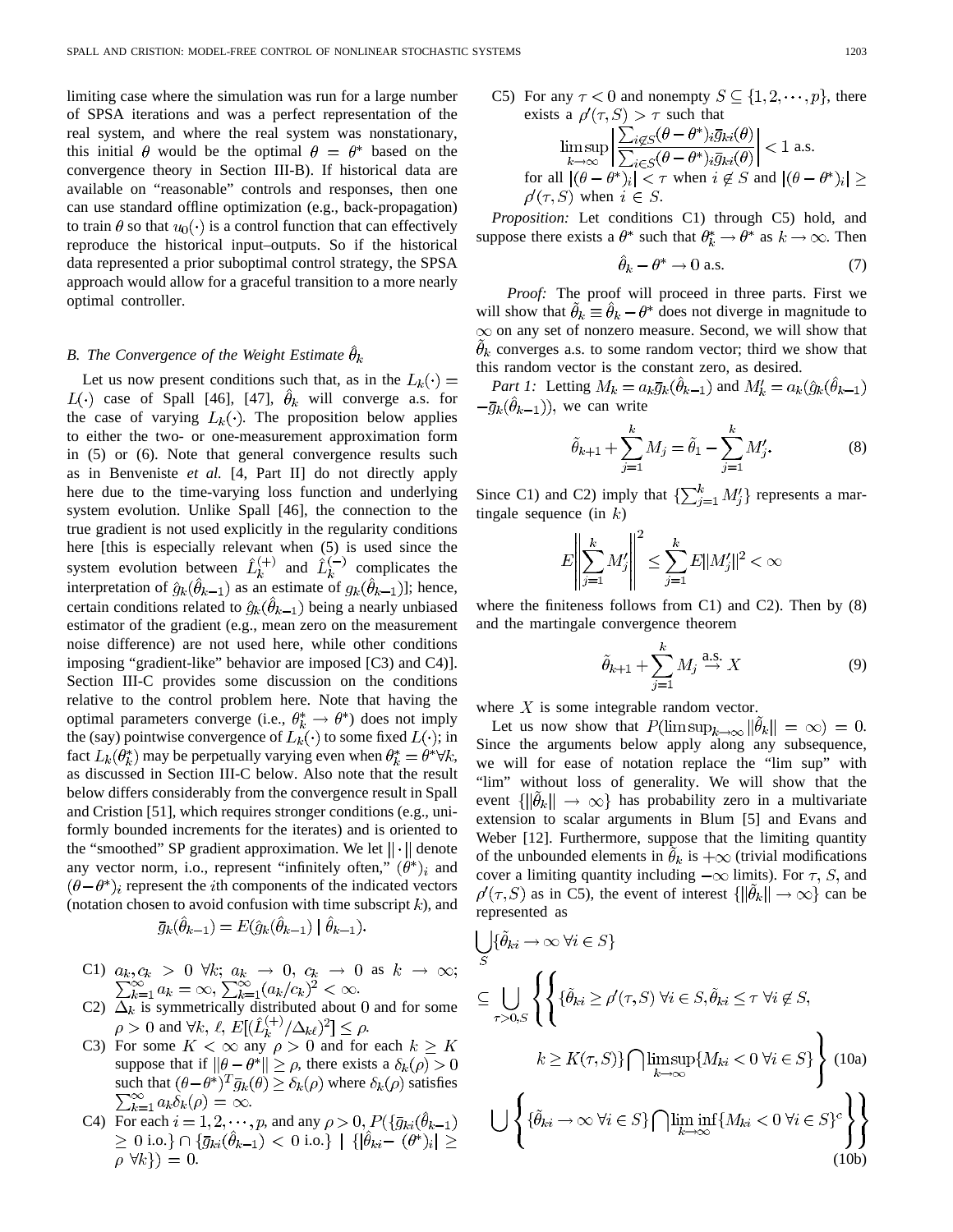limiting case where the simulation was run for a large number of SPSA iterations and was a perfect representation of the real system, and where the real system was nonstationary, this initial $\theta$ would be the optimal $\theta = \theta^*$ based on the convergence theory in Section III-B). If historical data are available on "reasonable" controls and responses, then one can use standard offline optimization (e.g., back-propagation) to train $\theta$ so that $u_0(\cdot)$ is a control function that can effectively reproduce the historical input–outputs. So if the historical data represented a prior suboptimal control strategy, the SPSA approach would allow for a graceful transition to a more nearly optimal controller.

### B. The Convergence of the Weight Estimate $\hat{\theta}_k$

Let us now present conditions such that, as in the $L_k(\cdot) = L(\cdot)$ case of Spall [46], [47], $\hat{\theta}_k$ will converge a.s. for the case of varying $L_k(\cdot)$. The proposition below applies to either the two- or one-measurement approximation form in (5) or (6). Note that general convergence results such as in Benveniste *et al.* [4, Part II] do not directly apply here due to the time-varying loss function and underlying system evolution. Unlike Spall [46], the connection to the true gradient is not used explicitly in the regularity conditions here [this is especially relevant when (5) is used since the system evolution between $\hat{L}_k^{(+)}$ and $\hat{L}_k^{(-)}$ complicates the interpretation of $\hat{g}_k(\hat{\theta}_{k-1})$ as an estimate of $g_k(\hat{\theta}_{k-1})$]; hence, certain conditions related to $\hat{g}_k(\hat{\theta}_{k-1})$ being a nearly unbiased estimator of the gradient (e.g., mean zero on the measurement noise difference) are not used here, while other conditions imposing "gradient-like" behavior are imposed [C3) and C4)]. Section III-C provides some discussion on the conditions relative to the control problem here. Note that having the optimal parameters converge (i.e., $\theta_k^* \to \theta^*$) does not imply the (say) pointwise convergence of $L_k(\cdot)$ to some fixed $L(\cdot)$; in fact $L_k(\theta_k^*)$ may be perpetually varying even when $\theta_k^* = \theta^* \forall k$, as discussed in Section III-C below. Also note that the result below differs considerably from the convergence result in Spall and Cristion [51], which requires stronger conditions (e.g., uniformly bounded increments for the iterates) and is oriented to the "smoothed" SP gradient approximation. We let $\|\cdot\|$ denote any vector norm, i.o., represent "infinitely often," $(\theta^*)_i$ and $(\theta - \theta^*)_i$ represent the $i$th components of the indicated vectors (notation chosen to avoid confusion with time subscript $k$), and

$$\bar{g}_k(\hat{\theta}_{k-1}) = E(\hat{g}_k(\hat{\theta}_{k-1}) \mid \hat{\theta}_{k-1}).$$

- C1) $a_k, c_k > 0 \ \forall k$; $a_k \to 0$, $c_k \to 0$ as $k \to \infty$; $\sum_{k=1}^{\infty} a_k = \infty$, $\sum_{k=1}^{\infty} (a_k/c_k)^2 < \infty$.
- C2) $\Delta_k$ is symmetrically distributed about 0 and for some $\rho > 0$ and $\forall k, \ell$, $E[(\hat{L}_k^{(+)}/\Delta_{k\ell})^2] \le \rho$.
- C3) For some $K < \infty$ any $\rho > 0$ and for each $k \ge K$ suppose that if $\|\theta - \theta^*\| \ge \rho$, there exists a $\delta_k(\rho) > 0$ such that $(\theta - \theta^*)^T \bar{g}_k(\theta) \ge \delta_k(\rho)$ where $\delta_k(\rho)$ satisfies $\sum_{k=1}^{\infty} a_k \delta_k(\rho) = \infty$.
- C4) For each $i = 1, 2, \cdots, p$, and any $\rho > 0$, $P(\{\bar{g}_{ki}(\hat{\theta}_{k-1}) \ge 0 \text{ i.o.}\} \cap \{\bar{g}_{ki}(\hat{\theta}_{k-1}) < 0 \text{ i.o.}\} \mid \{|\hat{\theta}_{ki} - (\theta^*)_i| \ge \rho \ \forall k\}) = 0$.
- C5) For any $\tau < 0$ and nonempty $S \subseteq \{1, 2, \cdots, p\}$, there exists a $\rho'(\tau, S) > \tau$ such that
$$\limsup_{k \to \infty} \left| \frac{\sum_{i \notin S} (\theta - \theta^*)_i \bar{g}_{ki}(\theta)}{\sum_{i \in S} (\theta - \theta^*)_i \bar{g}_{ki}(\theta)} \right| < 1 \text{ a.s.}$$
for all $|(\theta - \theta^*)_i| < \tau$ when $i \notin S$ and $|(\theta - \theta^*)_i| \ge \rho'(\tau, S)$ when $i \in S$.

*Proposition:* Let conditions C1) through C5) hold, and suppose there exists a $\theta^*$ such that $\theta_k^* \to \theta^*$ as $k \to \infty$. Then

$$\hat{\theta}_k - \theta^* \to 0 \text{ a.s.} \tag{7}$$

*Proof:* The proof will proceed in three parts. First we will show that $\tilde{\theta}_k \equiv \hat{\theta}_k - \theta^*$ does not diverge in magnitude to $\infty$ on any set of nonzero measure. Second, we will show that $\tilde{\theta}_k$ converges a.s. to some random vector; third we show that this random vector is the constant zero, as desired.

*Part 1:* Letting $M_k = a_k \bar{g}_k(\hat{\theta}_{k-1})$ and $M_k' = a_k(\hat{g}_k(\hat{\theta}_{k-1}) - \bar{g}_k(\hat{\theta}_{k-1}))$, we can write

$$\tilde{\theta}_{k+1} + \sum_{j=1}^{k} M_j = \tilde{\theta}_1 - \sum_{j=1}^{k} M_j'. \tag{8}$$

Since C1) and C2) imply that $\{\sum_{j=1}^{k} M_j'\}$ represents a martingale sequence (in $k$)

$$E\left\| \sum_{j=1}^{k} M_j' \right\|^2 \le \sum_{j=1}^{k} E\|M_j'\|^2 < \infty$$

where the finiteness follows from C1) and C2). Then by (8) and the martingale convergence theorem

$$\tilde{\theta}_{k+1} + \sum_{j=1}^{k} M_j \overset{\text{a.s.}}{\to} X \tag{9}$$

where $X$ is some integrable random vector.

Let us now show that $P(\limsup_{k \to \infty} \|\tilde{\theta}_k\| = \infty) = 0$. Since the arguments below apply along any subsequence, we will for ease of notation replace the "lim sup" with "lim" without loss of generality. We will show that the event $\{\|\tilde{\theta}_k\| \to \infty\}$ has probability zero in a multivariate extension to scalar arguments in Blum [5] and Evans and Weber [12]. Furthermore, suppose that the limiting quantity of the unbounded elements in $\tilde{\theta}_k$ is $+\infty$ (trivial modifications cover a limiting quantity including $-\infty$ limits). For $\tau$, $S$, and $\rho'(\tau, S)$ as in C5), the event of interest $\{\|\tilde{\theta}_k\| \to \infty\}$ can be represented as

$$\begin{aligned}
&\bigcup_{S} \{\tilde{\theta}_{ki} \to \infty \ \forall i \in S\} \\
&\subseteq \bigcup_{\tau > 0, S} \Bigg\{ \Bigg\{ \{\tilde{\theta}_{ki} \ge \rho'(\tau, S) \ \forall i \in S, \tilde{\theta}_{ki} \le \tau \ \forall i \notin S, \\
&\qquad k \ge K(\tau, S)\} \bigcap \limsup_{k \to \infty} \{M_{ki} < 0 \ \forall i \in S\} \Bigg\} \qquad \text{(10a)} \\
&\bigcup \Bigg\{ \{\tilde{\theta}_{ki} \to \infty \ \forall i \in S\} \bigcap \liminf_{k \to \infty} \{M_{ki} < 0 \ \forall i \in S\}^c \Bigg\} \Bigg\} \qquad \text{(10b)}
\end{aligned}$$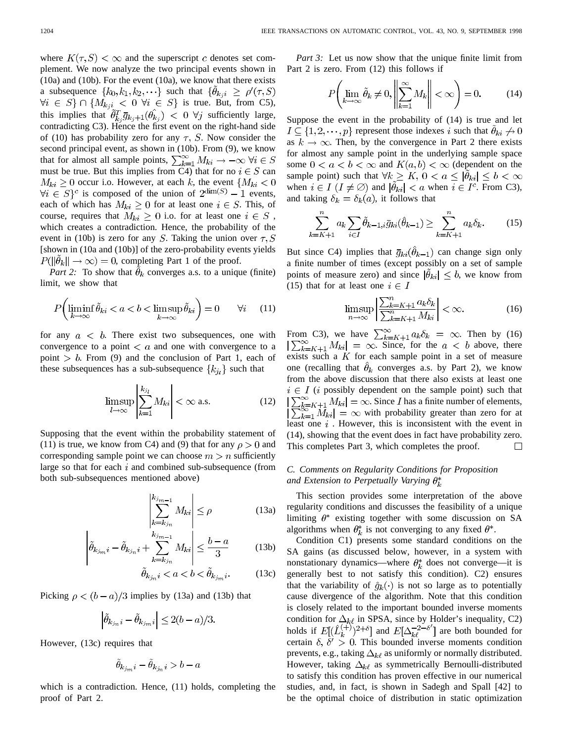where $K(\tau, S) < \infty$ and the superscript $c$ denotes set complement. We now analyze the two principal events shown in (10a) and (10b). For the event (10a), we know that there exists a subsequence $\{k_0, k_1, k_2, \cdots\}$ such that $\{\tilde{\theta}_{k_j i} \geq \rho'(\tau, S)$ $\forall i \in S\} \cap \{M_{k_j i} < 0 \ \forall i \in S\}$ is true. But, from C5), this implies that $\tilde{\theta}_{k_j}^T \bar{g}_{k_j+1}(\hat{\theta}_{k_j}) < 0 \ \forall j$ sufficiently large, contradicting C3). Hence the first event on the right-hand side of (10) has probability zero for any $\tau$, $S$. Now consider the second principal event, as shown in (10b). From (9), we know that for almost all sample points, $\sum_{k=1}^{\infty} M_{ki} \to -\infty \ \forall i \in S$ must be true. But this implies from C4) that for no $i \in S$ can $M_{ki} \geq 0$ occur i.o. However, at each $k$, the event $\{M_{ki} < 0$ $\forall i \in S\}^c$ is composed of the union of $2^{\dim(S)} - 1$ events, each of which has $M_{ki} \geq 0$ for at least one $i \in S$. This, of course, requires that $M_{ki} \geq 0$ i.o. for at least one $i \in S$, which creates a contradiction. Hence, the probability of the event in (10b) is zero for any $S$. Taking the union over $\tau, S$ [shown in (10a and (10b)] of the zero-probability events yields $P(\|\tilde{\theta}_k\| \to \infty) = 0$, completing Part 1 of the proof.

*Part 2:* To show that $\tilde{\theta}_k$ converges a.s. to a unique (finite) limit, we show that

$$P\left(\liminf_{k \to \infty} \tilde{\theta}_{ki} < a < b < \limsup_{k \to \infty} \tilde{\theta}_{ki}\right) = 0 \qquad \forall i \tag{11}$$

for any $a < b$. There exist two subsequences, one with convergence to a point $< a$ and one with convergence to a point $> b$. From (9) and the conclusion of Part 1, each of these subsequences has a sub-subsequence $\{k_{j_l}\}$ such that

$$\limsup_{l \to \infty} \left| \sum_{k=1}^{k_{j_l}} M_{ki} \right| < \infty \text{ a.s.} \tag{12}$$

Supposing that the event within the probability statement of (11) is true, we know from C4) and (9) that for any $\rho > 0$ and corresponding sample point we can choose $m > n$ sufficiently large so that for each $i$ and combined sub-subsequence (from both sub-subsequences mentioned above)

$$\left| \sum_{k=k_{j_n}}^{k_{j_{m-1}}} M_{ki} \right| \leq \rho \tag{13a}$$

$$\left| \tilde{\theta}_{k_{j_m} i} - \tilde{\theta}_{k_{j_n} i} + \sum_{k=k_{j_n}}^{k_{j_{m-1}}} M_{ki} \right| \leq \frac{b-a}{3} \tag{13b}$$

$$\tilde{\theta}_{k_{j_n} i} < a < b < \tilde{\theta}_{k_{j_m} i}. \tag{13c}$$

Picking $\rho < (b-a)/3$ implies by (13a) and (13b) that

$$\left| \tilde{\theta}_{k_{j_n} i} - \tilde{\theta}_{k_{j_m} i} \right| \leq 2(b-a)/3.$$

However, (13c) requires that

$$\tilde{\theta}_{k_{j_m} i} - \tilde{\theta}_{k_{j_n} i} > b - a$$

which is a contradiction. Hence, (11) holds, completing the proof of Part 2.

*Part 3:* Let us now show that the unique finite limit from Part 2 is zero. From (12) this follows if

$$P\left(\lim_{k \to \infty} \tilde{\theta}_k \neq 0, \left\| \sum_{k=1}^{\infty} M_k \right\| < \infty \right) = 0. \tag{14}$$

Suppose the event in the probability of (14) is true and let $I \subseteq \{1, 2, \cdots, p\}$ represent those indexes $i$ such that $\tilde{\theta}_{ki} \not\to 0$ as $k \to \infty$. Then, by the convergence in Part 2 there exists for almost any sample point in the underlying sample space some $0 < a < b < \infty$ and $K(a, b) < \infty$ (dependent on the sample point) such that $\forall k \geq K$, $0 < a \leq |\tilde{\theta}_{ki}| \leq b < \infty$ when $i \in I$ $(I \neq \emptyset)$ and $|\tilde{\theta}_{ki}| < a$ when $i \in I^c$. From C3), and taking $\delta_k = \delta_k(a)$, it follows that

$$\sum_{k=K+1}^{n} a_k \sum_{i \in I} \tilde{\theta}_{k-1,i} \bar{g}_{ki}(\hat{\theta}_{k-1}) \geq \sum_{k=K+1}^{n} a_k \delta_k. \tag{15}$$

But since C4) implies that $\bar{g}_{ki}(\hat{\theta}_{k-1})$ can change sign only a finite number of times (except possibly on a set of sample points of measure zero) and since $|\tilde{\theta}_{ki}| \leq b$, we know from (15) that for at least one $i \in I$

$$\limsup_{n \to \infty} \left| \frac{\sum_{k=K+1}^{n} a_k \delta_k}{\sum_{k=K+1}^{n} M_{ki}} \right| < \infty. \tag{16}$$

From C3), we have $\sum_{k=K+1}^{\infty} a_k \delta_k = \infty$. Then by (16) $\left| \sum_{k=K+1}^{\infty} M_{ki} \right| = \infty$. Since, for the $a < b$ above, there exists such a $K$ for each sample point in a set of measure one (recalling that $\hat{\theta}_k$ converges a.s. by Part 2), we know from the above discussion that there also exists at least one $i \in I$ ($i$ possibly dependent on the sample point) such that $\left| \sum_{k=K+1}^{\infty} M_{ki} \right| = \infty$. Since $I$ has a finite number of elements, $\left| \sum_{k=1}^{\infty} M_{ki} \right| = \infty$ with probability greater than zero for at least one $i$. However, this is inconsistent with the event in (14), showing that the event does in fact have probability zero. This completes Part 3, which completes the proof. □

### C. Comments on Regularity Conditions for Proposition and Extension to Perpetually Varying $\theta_k^*$

This section provides some interpretation of the above regularity conditions and discusses the feasibility of a unique limiting $\theta^*$ existing together with some discussion on SA algorithms when $\theta_k^*$ is not converging to any fixed $\theta^*$.

Condition C1) presents some standard conditions on the SA gains (as discussed below, however, in a system with nonstationary dynamics—where $\theta_k^*$ does not converge—it is generally best to not satisfy this condition). C2) ensures that the variability of $\hat{g}_k(\cdot)$ is not so large as to potentially cause divergence of the algorithm. Note that this condition is closely related to the important bounded inverse moments condition for $\Delta_{k\ell}$ in SPSA, since by Holder's inequality, C2) holds if $E[(\hat{L}_k^{(+)})^{2+\delta}]$ and $E[\Delta_{k\ell}^{-2-\delta'}]$ are both bounded for certain $\delta, \delta' > 0$. This bounded inverse moments condition prevents, e.g., taking $\Delta_{k\ell}$ as uniformly or normally distributed. However, taking $\Delta_{k\ell}$ as symmetrically Bernoulli-distributed to satisfy this condition has proven effective in our numerical studies, and, in fact, is shown in Sadegh and Spall [42] to be the optimal choice of distribution in static optimization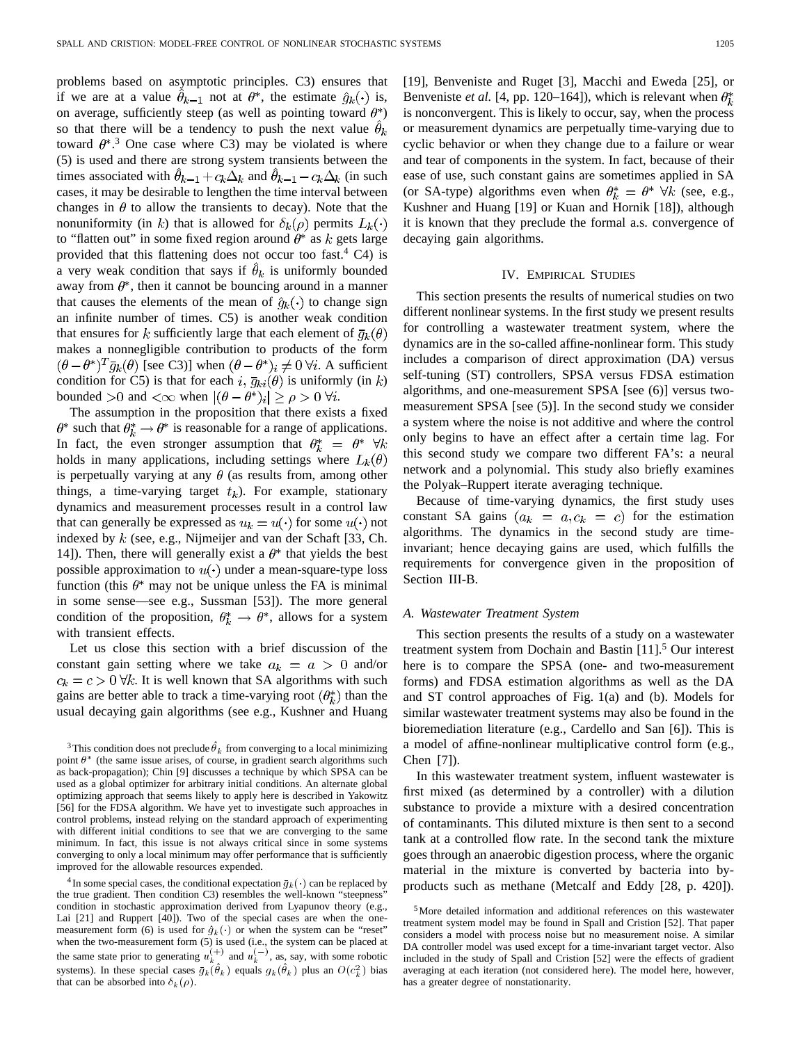problems based on asymptotic principles. C3) ensures that if we are at a value $\hat{\theta}_{k-1}$ not at $\theta^*$, the estimate $\hat{g}_k(\cdot)$ is, on average, sufficiently steep (as well as pointing toward $\theta^*$) so that there will be a tendency to push the next value $\hat{\theta}_k$ toward $\theta^*$.[3] One case where C3) may be violated is where (5) is used and there are strong system transients between the times associated with $\hat{\theta}_{k-1}+c_k\Delta_k$ and $\hat{\theta}_{k-1}-c_k\Delta_k$ (in such cases, it may be desirable to lengthen the time interval between changes in $\theta$ to allow the transients to decay). Note that the nonuniformity (in $k$) that is allowed for $\delta_k(\rho)$ permits $L_k(\cdot)$ to "flatten out" in some fixed region around $\theta^*$ as $k$ gets large provided that this flattening does not occur too fast.[4] C4) is a very weak condition that says if $\hat{\theta}_k$ is uniformly bounded away from $\theta^*$, then it cannot be bouncing around in a manner that causes the elements of the mean of $\hat{g}_k(\cdot)$ to change sign an infinite number of times. C5) is another weak condition that ensures for $k$ sufficiently large that each element of $\bar{g}_k(\theta)$ makes a nonnegligible contribution to products of the form $(\theta-\theta^*)^T\bar{g}_k(\theta)$ [see C3)] when $(\theta-\theta^*)_i \neq 0\ \forall i$. A sufficient condition for C5) is that for each $i$, $\bar{g}_{ki}(\theta)$ is uniformly (in $k$) bounded $>0$ and $<\infty$ when $|(\theta-\theta^*)_i| \geq \rho > 0\ \forall i$.

The assumption in the proposition that there exists a fixed $\theta^*$ such that $\theta_k^* \to \theta^*$ is reasonable for a range of applications. In fact, the even stronger assumption that $\theta_k^* = \theta^*\ \forall k$ holds in many applications, including settings where $L_k(\theta)$ is perpetually varying at any $\theta$ (as results from, among other things, a time-varying target $t_k$). For example, stationary dynamics and measurement processes result in a control law that can generally be expressed as $u_k = u(\cdot)$ for some $u(\cdot)$ not indexed by $k$ (see, e.g., Nijmeijer and van der Schaft [33, Ch. 14]). Then, there will generally exist a $\theta^*$ that yields the best possible approximation to $u(\cdot)$ under a mean-square-type loss function (this $\theta^*$ may not be unique unless the FA is minimal in some sense—see e.g., Sussman [53]). The more general condition of the proposition, $\theta_k^* \to \theta^*$, allows for a system with transient effects.

Let us close this section with a brief discussion of the constant gain setting where we take $a_k = a > 0$ and/or $c_k = c > 0\ \forall k$. It is well known that SA algorithms with such gains are better able to track a time-varying root $(\theta_k^*)$ than the usual decaying gain algorithms (see e.g., Kushner and Huang [19], Benveniste and Ruget [3], Macchi and Eweda [25], or Benveniste *et al.* [4, pp. 120–164]), which is relevant when $\theta_k^*$ is nonconvergent. This is likely to occur, say, when the process or measurement dynamics are perpetually time-varying due to cyclic behavior or when they change due to a failure or wear and tear of components in the system. In fact, because of their ease of use, such constant gains are sometimes applied in SA (or SA-type) algorithms even when $\theta_k^* = \theta^*\ \forall k$ (see, e.g., Kushner and Huang [19] or Kuan and Hornik [18]), although it is known that they preclude the formal a.s. convergence of decaying gain algorithms.

## IV. Empirical Studies

This section presents the results of numerical studies on two different nonlinear systems. In the first study we present results for controlling a wastewater treatment system, where the dynamics are in the so-called affine-nonlinear form. This study includes a comparison of direct approximation (DA) versus self-tuning (ST) controllers, SPSA versus FDSA estimation algorithms, and one-measurement SPSA [see (6)] versus two-measurement SPSA [see (5)]. In the second study we consider a system where the noise is not additive and where the control only begins to have an effect after a certain time lag. For this second study we compare two different FA's: a neural network and a polynomial. This study also briefly examines the Polyak–Ruppert iterate averaging technique.

Because of time-varying dynamics, the first study uses constant SA gains $(a_k = a, c_k = c)$ for the estimation algorithms. The dynamics in the second study are time-invariant; hence decaying gains are used, which fulfills the requirements for convergence given in the proposition of Section III-B.

### *A. Wastewater Treatment System*

This section presents the results of a study on a wastewater treatment system from Dochain and Bastin [11].[5] Our interest here is to compare the SPSA (one- and two-measurement forms) and FDSA estimation algorithms as well as the DA and ST control approaches of Fig. 1(a) and (b). Models for similar wastewater treatment systems may also be found in the bioremediation literature (e.g., Cardello and San [6]). This is a model of affine-nonlinear multiplicative control form (e.g., Chen [7]).

In this wastewater treatment system, influent wastewater is first mixed (as determined by a controller) with a dilution substance to provide a mixture with a desired concentration of contaminants. This diluted mixture is then sent to a second tank at a controlled flow rate. In the second tank the mixture goes through an anaerobic digestion process, where the organic material in the mixture is converted by bacteria into by-products such as methane (Metcalf and Eddy [28, p. 420]).

---

[3] This condition does not preclude $\hat{\theta}_k$ from converging to a local minimizing point $\theta^*$ (the same issue arises, of course, in gradient search algorithms such as back-propagation); Chin [9] discusses a technique by which SPSA can be used as a global optimizer for arbitrary initial conditions. An alternate global optimizing approach that seems likely to apply here is described in Yakowitz [56] for the FDSA algorithm. We have yet to investigate such approaches in control problems, instead relying on the standard approach of experimenting with different initial conditions to see that we are converging to the same minimum. In fact, this issue is not always critical since in some systems converging to only a local minimum may offer performance that is sufficiently improved for the allowable resources expended.

[4] In some special cases, the conditional expectation $\bar{g}_k(\cdot)$ can be replaced by the true gradient. Then condition C3) resembles the well-known "steepness" condition in stochastic approximation derived from Lyapunov theory (e.g., Lai [21] and Ruppert [40]). Two of the special cases are when the one-measurement form (6) is used for $\hat{g}_k(\cdot)$ or when the system can be "reset" when the two-measurement form (5) is used (i.e., the system can be placed at the same state prior to generating $u_k^{(+)}$ and $u_k^{(-)}$, as, say, with some robotic systems). In these special cases $\bar{g}_k(\hat{\theta}_k)$ equals $g_k(\hat{\theta}_k)$ plus an $O(c_k^2)$ bias that can be absorbed into $\delta_k(\rho)$.

[5] More detailed information and additional references on this wastewater treatment system model may be found in Spall and Cristion [52]. That paper considers a model with process noise but no measurement noise. A similar DA controller model was used except for a time-invariant target vector. Also included in the study of Spall and Cristion [52] were the effects of gradient averaging at each iteration (not considered here). The model here, however, has a greater degree of nonstationarity.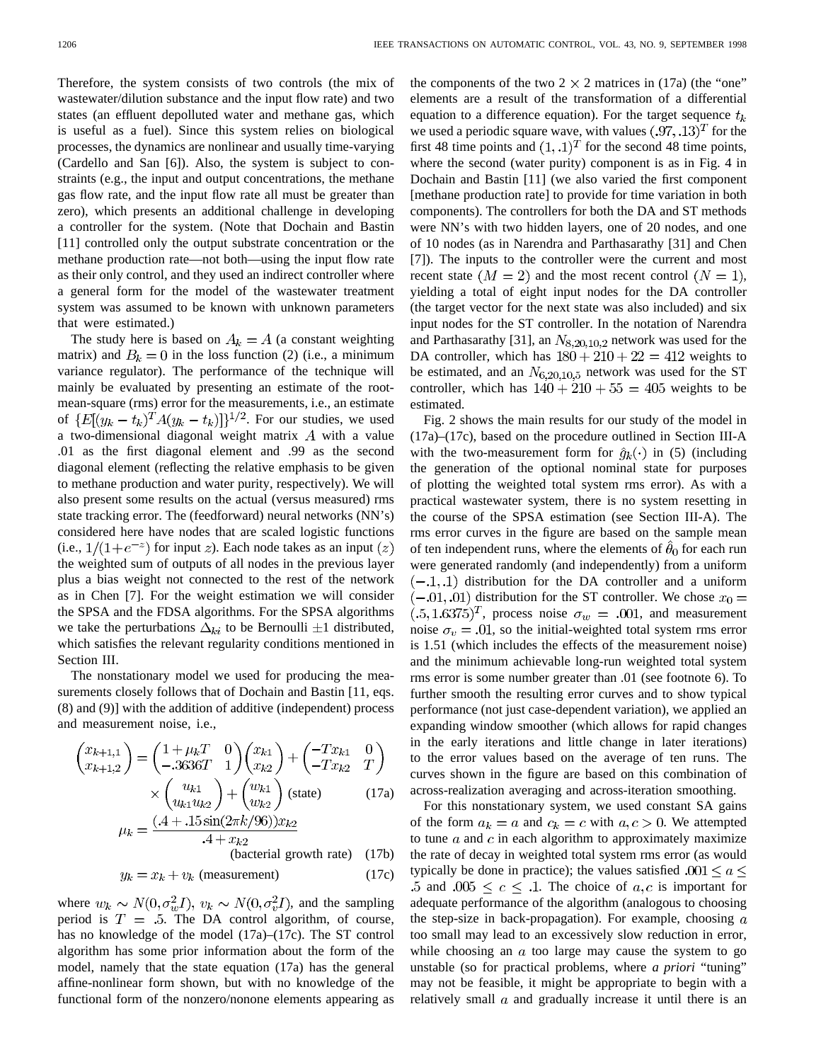Therefore, the system consists of two controls (the mix of wastewater/dilution substance and the input flow rate) and two states (an effluent depolluted water and methane gas, which is useful as a fuel). Since this system relies on biological processes, the dynamics are nonlinear and usually time-varying (Cardello and San [6]). Also, the system is subject to constraints (e.g., the input and output concentrations, the methane gas flow rate, and the input flow rate all must be greater than zero), which presents an additional challenge in developing a controller for the system. (Note that Dochain and Bastin [11] controlled only the output substrate concentration or the methane production rate—not both—using the input flow rate as their only control, and they used an indirect controller where a general form for the model of the wastewater treatment system was assumed to be known with unknown parameters that were estimated.)

The study here is based on $A_k = A$ (a constant weighting matrix) and $B_k = 0$ in the loss function (2) (i.e., a minimum variance regulator). The performance of the technique will mainly be evaluated by presenting an estimate of the root-mean-square (rms) error for the measurements, i.e., an estimate of $\{E[(y_k - t_k)^T A (y_k - t_k)]\}^{1/2}$. For our studies, we used a two-dimensional diagonal weight matrix $A$ with a value .01 as the first diagonal element and .99 as the second diagonal element (reflecting the relative emphasis to be given to methane production and water purity, respectively). We will also present some results on the actual (versus measured) rms state tracking error. The (feedforward) neural networks (NN's) considered here have nodes that are scaled logistic functions (i.e., $1/(1+e^{-z})$ for input $z$). Each node takes as an input $(z)$ the weighted sum of outputs of all nodes in the previous layer plus a bias weight not connected to the rest of the network as in Chen [7]. For the weight estimation we will consider the SPSA and the FDSA algorithms. For the SPSA algorithms we take the perturbations $\Delta_{ki}$ to be Bernoulli $\pm 1$ distributed, which satisfies the relevant regularity conditions mentioned in Section III.

The nonstationary model we used for producing the measurements closely follows that of Dochain and Bastin [11, eqs. (8) and (9)] with the addition of additive (independent) process and measurement noise, i.e.,

$$\begin{pmatrix} x_{k+1,1} \\ x_{k+1,2} \end{pmatrix} = \begin{pmatrix} 1+\mu_k T & 0 \\ -.3636T & 1 \end{pmatrix} \begin{pmatrix} x_{k1} \\ x_{k2} \end{pmatrix} + \begin{pmatrix} -Tx_{k1} & 0 \\ -Tx_{k2} & T \end{pmatrix} \times \begin{pmatrix} u_{k1} \\ u_{k1}u_{k2} \end{pmatrix} + \begin{pmatrix} w_{k1} \\ w_{k2} \end{pmatrix} \text{ (state)} \tag{17a}$$

$$\mu_k = \frac{(.4 + .15\sin(2\pi k/96))x_{k2}}{.4 + x_{k2}} \quad \text{(bacterial growth rate)} \tag{17b}$$

$$y_k = x_k + v_k \text{ (measurement)} \tag{17c}$$

where $w_k \sim N(0, \sigma_w^2 I)$, $v_k \sim N(0, \sigma_v^2 I)$, and the sampling period is $T = .5$. The DA control algorithm, of course, has no knowledge of the model (17a)–(17c). The ST control algorithm has some prior information about the form of the model, namely that the state equation (17a) has the general affine-nonlinear form shown, but with no knowledge of the functional form of the nonzero/nonone elements appearing as the components of the two $2 \times 2$ matrices in (17a) (the "one" elements are a result of the transformation of a differential equation to a difference equation). For the target sequence $t_k$ we used a periodic square wave, with values $(.97, .13)^T$ for the first 48 time points and $(1, .1)^T$ for the second 48 time points, where the second (water purity) component is as in Fig. 4 in Dochain and Bastin [11] (we also varied the first component [methane production rate] to provide for time variation in both components). The controllers for both the DA and ST methods were NN's with two hidden layers, one of 20 nodes, and one of 10 nodes (as in Narendra and Parthasarathy [31] and Chen [7]). The inputs to the controller were the current and most recent state $(M = 2)$ and the most recent control $(N = 1)$, yielding a total of eight input nodes for the DA controller (the target vector for the next state was also included) and six input nodes for the ST controller. In the notation of Narendra and Parthasarathy [31], an $N_{8,20,10,2}$ network was used for the DA controller, which has $180 + 210 + 22 = 412$ weights to be estimated, and an $N_{6,20,10,5}$ network was used for the ST controller, which has $140 + 210 + 55 = 405$ weights to be estimated.

Fig. 2 shows the main results for our study of the model in (17a)–(17c), based on the procedure outlined in Section III-A with the two-measurement form for $\hat{g}_k(\cdot)$ in (5) (including the generation of the optional nominal state for purposes of plotting the weighted total system rms error). As with a practical wastewater system, there is no system resetting in the course of the SPSA estimation (see Section III-A). The rms error curves in the figure are based on the sample mean of ten independent runs, where the elements of $\hat{\theta}_0$ for each run were generated randomly (and independently) from a uniform $(-.1, .1)$ distribution for the DA controller and a uniform $(-.01, .01)$ distribution for the ST controller. We chose $x_0 = (.5, 1.6375)^T$, process noise $\sigma_w = .001$, and measurement noise $\sigma_v = .01$, so the initial-weighted total system rms error is 1.51 (which includes the effects of the measurement noise) and the minimum achievable long-run weighted total system rms error is some number greater than .01 (see footnote 6). To further smooth the resulting error curves and to show typical performance (not just case-dependent variation), we applied an expanding window smoother (which allows for rapid changes in the early iterations and little change in later iterations) to the error values based on the average of ten runs. The curves shown in the figure are based on this combination of across-realization averaging and across-iteration smoothing.

For this nonstationary system, we used constant SA gains of the form $a_k = a$ and $c_k = c$ with $a, c > 0$. We attempted to tune $a$ and $c$ in each algorithm to approximately maximize the rate of decay in weighted total system rms error (as would typically be done in practice); the values satisfied $.001 \leq a \leq .5$ and $.005 \leq c \leq .1$. The choice of $a, c$ is important for adequate performance of the algorithm (analogous to choosing the step-size in back-propagation). For example, choosing $a$ too small may lead to an excessively slow reduction in error, while choosing an $a$ too large may cause the system to go unstable (so for practical problems, where *a priori* "tuning" may not be feasible, it might be appropriate to begin with a relatively small $a$ and gradually increase it until there is an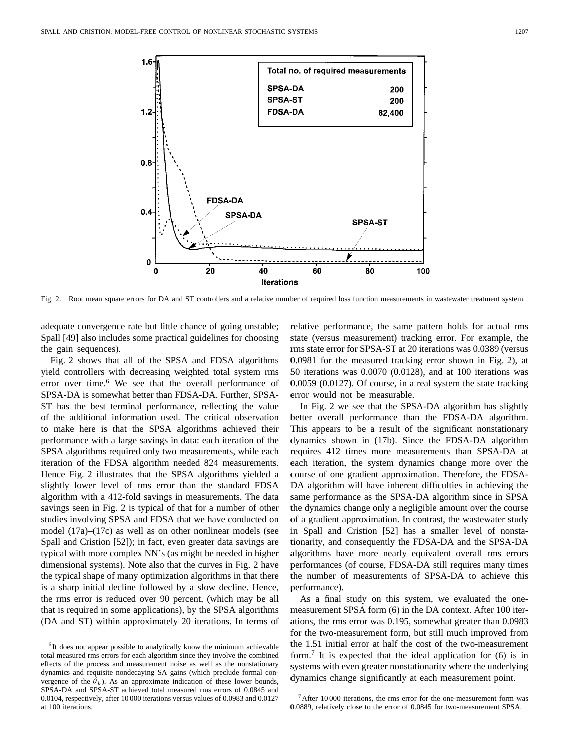Fig. 2. Root mean square errors for DA and ST controllers and a relative number of required loss function measurements in wastewater treatment system.

adequate convergence rate but little chance of going unstable; Spall [49] also includes some practical guidelines for choosing the gain sequences).

Fig. 2 shows that all of the SPSA and FDSA algorithms yield controllers with decreasing weighted total system rms error over time.[6] We see that the overall performance of SPSA-DA is somewhat better than FDSA-DA. Further, SPSA-ST has the best terminal performance, reflecting the value of the additional information used. The critical observation to make here is that the SPSA algorithms achieved their performance with a large savings in data: each iteration of the SPSA algorithms required only two measurements, while each iteration of the FDSA algorithm needed 824 measurements. Hence Fig. 2 illustrates that the SPSA algorithms yielded a slightly lower level of rms error than the standard FDSA algorithm with a 412-fold savings in measurements. The data savings seen in Fig. 2 is typical of that for a number of other studies involving SPSA and FDSA that we have conducted on model (17a)–(17c) as well as on other nonlinear models (see Spall and Cristion [52]); in fact, even greater data savings are typical with more complex NN's (as might be needed in higher dimensional systems). Note also that the curves in Fig. 2 have the typical shape of many optimization algorithms in that there is a sharp initial decline followed by a slow decline. Hence, the rms error is reduced over 90 percent, (which may be all that is required in some applications), by the SPSA algorithms (DA and ST) within approximately 20 iterations. In terms of relative performance, the same pattern holds for actual rms state (versus measurement) tracking error. For example, the rms state error for SPSA-ST at 20 iterations was 0.0389 (versus 0.0981 for the measured tracking error shown in Fig. 2), at 50 iterations was 0.0070 (0.0128), and at 100 iterations was 0.0059 (0.0127). Of course, in a real system the state tracking error would not be measurable.

In Fig. 2 we see that the SPSA-DA algorithm has slightly better overall performance than the FDSA-DA algorithm. This appears to be a result of the significant nonstationary dynamics shown in (17b). Since the FDSA-DA algorithm requires 412 times more measurements than SPSA-DA at each iteration, the system dynamics change more over the course of one gradient approximation. Therefore, the FDSA-DA algorithm will have inherent difficulties in achieving the same performance as the SPSA-DA algorithm since in SPSA the dynamics change only a negligible amount over the course of a gradient approximation. In contrast, the wastewater study in Spall and Cristion [52] has a smaller level of nonstationarity, and consequently the FDSA-DA and the SPSA-DA algorithms have more nearly equivalent overall rms errors performances (of course, FDSA-DA still requires many times the number of measurements of SPSA-DA to achieve this performance).

As a final study on this system, we evaluated the one-measurement SPSA form (6) in the DA context. After 100 iterations, the rms error was 0.195, somewhat greater than 0.0983 for the two-measurement form, but still much improved from the 1.51 initial error at half the cost of the two-measurement form.[7] It is expected that the ideal application for (6) is in systems with even greater nonstationarity where the underlying dynamics change significantly at each measurement point.

[6] It does not appear possible to analytically know the minimum achievable total measured rms errors for each algorithm since they involve the combined effects of the process and measurement noise as well as the nonstationary dynamics and requisite nondecaying SA gains (which preclude formal convergence of the $\hat{\theta}_k$). As an approximate indication of these lower bounds, SPSA-DA and SPSA-ST achieved total measured rms errors of 0.0845 and 0.0104, respectively, after 10 000 iterations versus values of 0.0983 and 0.0127 at 100 iterations.

[7] After 10 000 iterations, the rms error for the one-measurement form was 0.0889, relatively close to the error of 0.0845 for two-measurement SPSA.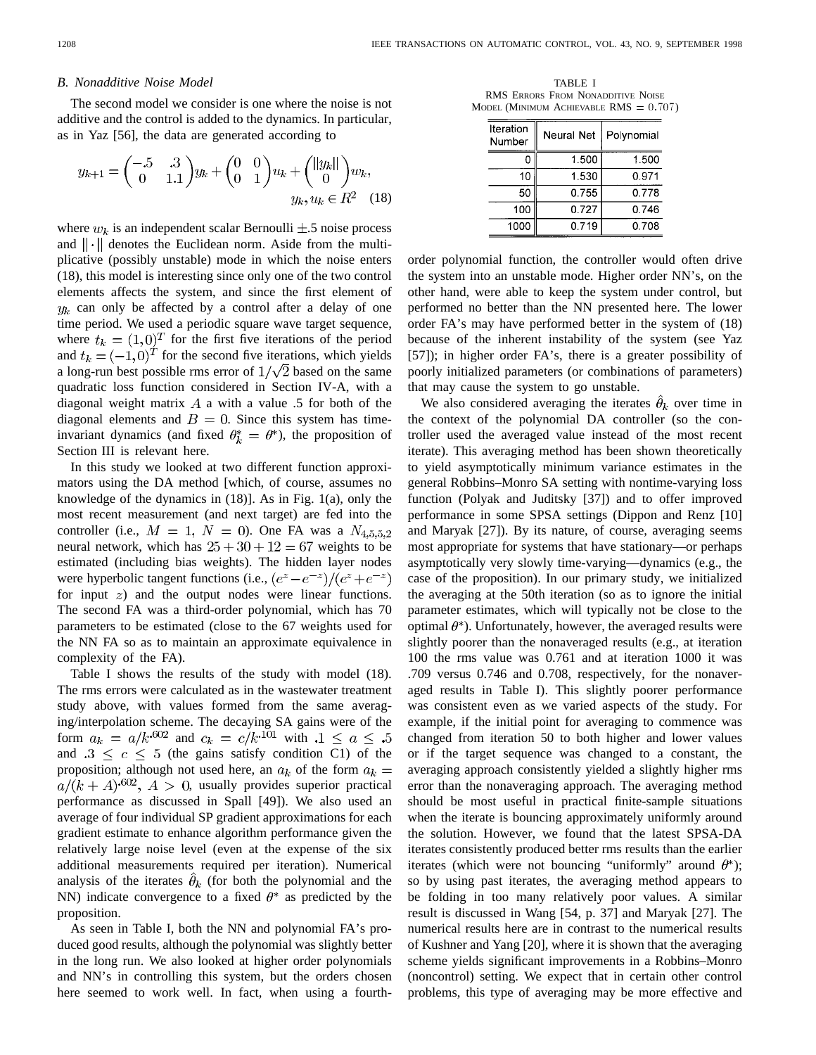### B. Nonadditive Noise Model

The second model we consider is one where the noise is not additive and the control is added to the dynamics. In particular, as in Yaz [56], the data are generated according to

$$y_{k+1} = \begin{pmatrix} -.5 & .3 \\ 0 & 1.1 \end{pmatrix} y_k + \begin{pmatrix} 0 & 0 \\ 0 & 1 \end{pmatrix} u_k + \begin{pmatrix} \|y_k\| \\ 0 \end{pmatrix} w_k, \quad y_k, u_k \in R^2 \tag{18}$$

where $w_k$ is an independent scalar Bernoulli $\pm.5$ noise process and $\|\cdot\|$ denotes the Euclidean norm. Aside from the multiplicative (possibly unstable) mode in which the noise enters (18), this model is interesting since only one of the two control elements affects the system, and since the first element of $y_k$ can only be affected by a control after a delay of one time period. We used a periodic square wave target sequence, where $t_k = (1, 0)^T$ for the first five iterations of the period and $t_k = (-1, 0)^T$ for the second five iterations, which yields a long-run best possible rms error of $1/\sqrt{2}$ based on the same quadratic loss function considered in Section IV-A, with a diagonal weight matrix $A$ a with a value .5 for both of the diagonal elements and $B = 0$. Since this system has time-invariant dynamics (and fixed $\theta_k^* = \theta^*$), the proposition of Section III is relevant here.

In this study we looked at two different function approximators using the DA method [which, of course, assumes no knowledge of the dynamics in (18)]. As in Fig. 1(a), only the most recent measurement (and next target) are fed into the controller (i.e., $M = 1$, $N = 0$). One FA was a $N_{4,5,5,2}$ neural network, which has $25 + 30 + 12 = 67$ weights to be estimated (including bias weights). The hidden layer nodes were hyperbolic tangent functions (i.e., $(e^z - e^{-z})/(e^z + e^{-z})$ for input $z$) and the output nodes were linear functions. The second FA was a third-order polynomial, which has 70 parameters to be estimated (close to the 67 weights used for the NN FA so as to maintain an approximate equivalence in complexity of the FA).

Table I shows the results of the study with model (18). The rms errors were calculated as in the wastewater treatment study above, with values formed from the same averaging/interpolation scheme. The decaying SA gains were of the form $a_k = a/k^{.602}$ and $c_k = c/k^{.101}$ with $.1 \leq a \leq .5$ and $.3 \leq c \leq 5$ (the gains satisfy condition C1) of the proposition; although not used here, an $a_k$ of the form $a_k = a/(k + A)^{.602}$, $A > 0$, usually provides superior practical performance as discussed in Spall [49]). We also used an average of four individual SP gradient approximations for each gradient estimate to enhance algorithm performance given the relatively large noise level (even at the expense of the six additional measurements required per iteration). Numerical analysis of the iterates $\hat{\theta}_k$ (for both the polynomial and the NN) indicate convergence to a fixed $\theta^*$ as predicted by the proposition.

As seen in Table I, both the NN and polynomial FA's produced good results, although the polynomial was slightly better in the long run. We also looked at higher order polynomials and NN's in controlling this system, but the orders chosen here seemed to work well. In fact, when using a fourth-order polynomial function, the controller would often drive the system into an unstable mode. Higher order NN's, on the other hand, were able to keep the system under control, but performed no better than the NN presented here. The lower order FA's may have performed better in the system of (18) because of the inherent instability of the system (see Yaz [57]); in higher order FA's, there is a greater possibility of poorly initialized parameters (or combinations of parameters) that may cause the system to go unstable.

TABLE I
RMS Errors From Nonadditive Noise Model (Minimum Achievable RMS $= 0.707$)

| Iteration Number | Neural Net | Polynomial |
|---|---|---|
| 0 | 1.500 | 1.500 |
| 10 | 1.530 | 0.971 |
| 50 | 0.755 | 0.778 |
| 100 | 0.727 | 0.746 |
| 1000 | 0.719 | 0.708 |

We also considered averaging the iterates $\hat{\theta}_k$ over time in the context of the polynomial DA controller (so the controller used the averaged value instead of the most recent iterate). This averaging method has been shown theoretically to yield asymptotically minimum variance estimates in the general Robbins–Monro SA setting with nontime-varying loss function (Polyak and Juditsky [37]) and to offer improved performance in some SPSA settings (Dippon and Renz [10] and Maryak [27]). By its nature, of course, averaging seems most appropriate for systems that have stationary—or perhaps asymptotically very slowly time-varying—dynamics (e.g., the case of the proposition). In our primary study, we initialized the averaging at the 50th iteration (so as to ignore the initial parameter estimates, which will typically not be close to the optimal $\theta^*$). Unfortunately, however, the averaged results were slightly poorer than the nonaveraged results (e.g., at iteration 100 the rms value was 0.761 and at iteration 1000 it was .709 versus 0.746 and 0.708, respectively, for the nonaveraged results in Table I). This slightly poorer performance was consistent even as we varied aspects of the study. For example, if the initial point for averaging to commence was changed from iteration 50 to both higher and lower values or if the target sequence was changed to a constant, the averaging approach consistently yielded a slightly higher rms error than the nonaveraging approach. The averaging method should be most useful in practical finite-sample situations when the iterate is bouncing approximately uniformly around the solution. However, we found that the latest SPSA-DA iterates consistently produced better rms results than the earlier iterates (which were not bouncing "uniformly" around $\theta^*$); so by using past iterates, the averaging method appears to be folding in too many relatively poor values. A similar result is discussed in Wang [54, p. 37] and Maryak [27]. The numerical results here are in contrast to the numerical results of Kushner and Yang [20], where it is shown that the averaging scheme yields significant improvements in a Robbins–Monro (noncontrol) setting. We expect that in certain other control problems, this type of averaging may be more effective and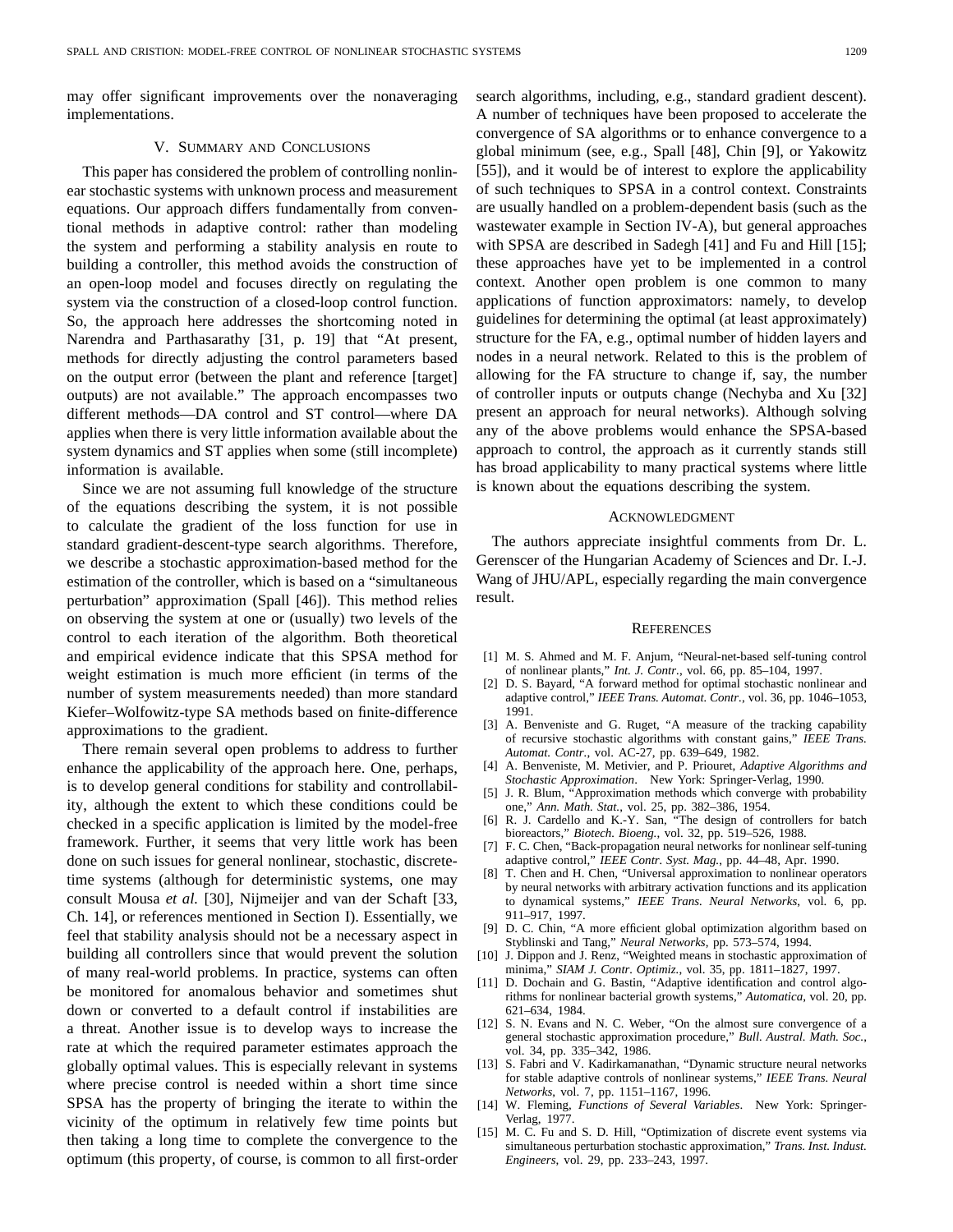may offer significant improvements over the nonaveraging implementations.

## V. Summary and Conclusions

This paper has considered the problem of controlling nonlinear stochastic systems with unknown process and measurement equations. Our approach differs fundamentally from conventional methods in adaptive control: rather than modeling the system and performing a stability analysis en route to building a controller, this method avoids the construction of an open-loop model and focuses directly on regulating the system via the construction of a closed-loop control function. So, the approach here addresses the shortcoming noted in Narendra and Parthasarathy [31, p. 19] that "At present, methods for directly adjusting the control parameters based on the output error (between the plant and reference [target] outputs) are not available." The approach encompasses two different methods—DA control and ST control—where DA applies when there is very little information available about the system dynamics and ST applies when some (still incomplete) information is available.

Since we are not assuming full knowledge of the structure of the equations describing the system, it is not possible to calculate the gradient of the loss function for use in standard gradient-descent-type search algorithms. Therefore, we describe a stochastic approximation-based method for the estimation of the controller, which is based on a "simultaneous perturbation" approximation (Spall [46]). This method relies on observing the system at one or (usually) two levels of the control to each iteration of the algorithm. Both theoretical and empirical evidence indicate that this SPSA method for weight estimation is much more efficient (in terms of the number of system measurements needed) than more standard Kiefer–Wolfowitz-type SA methods based on finite-difference approximations to the gradient.

There remain several open problems to address to further enhance the applicability of the approach here. One, perhaps, is to develop general conditions for stability and controllability, although the extent to which these conditions could be checked in a specific application is limited by the model-free framework. Further, it seems that very little work has been done on such issues for general nonlinear, stochastic, discrete-time systems (although for deterministic systems, one may consult Mousa *et al.* [30], Nijmeijer and van der Schaft [33, Ch. 14], or references mentioned in Section I). Essentially, we feel that stability analysis should not be a necessary aspect in building all controllers since that would prevent the solution of many real-world problems. In practice, systems can often be monitored for anomalous behavior and sometimes shut down or converted to a default control if instabilities are a threat. Another issue is to develop ways to increase the rate at which the required parameter estimates approach the globally optimal values. This is especially relevant in systems where precise control is needed within a short time since SPSA has the property of bringing the iterate to within the vicinity of the optimum in relatively few time points but then taking a long time to complete the convergence to the optimum (this property, of course, is common to all first-order search algorithms, including, e.g., standard gradient descent). A number of techniques have been proposed to accelerate the convergence of SA algorithms or to enhance convergence to a global minimum (see, e.g., Spall [48], Chin [9], or Yakowitz [55]), and it would be of interest to explore the applicability of such techniques to SPSA in a control context. Constraints are usually handled on a problem-dependent basis (such as the wastewater example in Section IV-A), but general approaches with SPSA are described in Sadegh [41] and Fu and Hill [15]; these approaches have yet to be implemented in a control context. Another open problem is one common to many applications of function approximators: namely, to develop guidelines for determining the optimal (at least approximately) structure for the FA, e.g., optimal number of hidden layers and nodes in a neural network. Related to this is the problem of allowing for the FA structure to change if, say, the number of controller inputs or outputs change (Nechyba and Xu [32] present an approach for neural networks). Although solving any of the above problems would enhance the SPSA-based approach to control, the approach as it currently stands still has broad applicability to many practical systems where little is known about the equations describing the system.

## Acknowledgment

The authors appreciate insightful comments from Dr. L. Gerenscer of the Hungarian Academy of Sciences and Dr. I.-J. Wang of JHU/APL, especially regarding the main convergence result.

## References

[1] M. S. Ahmed and M. F. Anjum, "Neural-net-based self-tuning control of nonlinear plants," *Int. J. Contr.*, vol. 66, pp. 85–104, 1997.

[2] D. S. Bayard, "A forward method for optimal stochastic nonlinear and adaptive control," *IEEE Trans. Automat. Contr.*, vol. 36, pp. 1046–1053, 1991.

[3] A. Benveniste and G. Ruget, "A measure of the tracking capability of recursive stochastic algorithms with constant gains," *IEEE Trans. Automat. Contr.*, vol. AC-27, pp. 639–649, 1982.

[4] A. Benveniste, M. Metivier, and P. Priouret, *Adaptive Algorithms and Stochastic Approximation*. New York: Springer-Verlag, 1990.

[5] J. R. Blum, "Approximation methods which converge with probability one," *Ann. Math. Stat.*, vol. 25, pp. 382–386, 1954.

[6] R. J. Cardello and K.-Y. San, "The design of controllers for batch bioreactors," *Biotech. Bioeng.*, vol. 32, pp. 519–526, 1988.

[7] F. C. Chen, "Back-propagation neural networks for nonlinear self-tuning adaptive control," *IEEE Contr. Syst. Mag.*, pp. 44–48, Apr. 1990.

[8] T. Chen and H. Chen, "Universal approximation to nonlinear operators by neural networks with arbitrary activation functions and its application to dynamical systems," *IEEE Trans. Neural Networks*, vol. 6, pp. 911–917, 1997.

[9] D. C. Chin, "A more efficient global optimization algorithm based on Styblinski and Tang," *Neural Networks*, pp. 573–574, 1994.

[10] J. Dippon and J. Renz, "Weighted means in stochastic approximation of minima," *SIAM J. Contr. Optimiz.*, vol. 35, pp. 1811–1827, 1997.

[11] D. Dochain and G. Bastin, "Adaptive identification and control algorithms for nonlinear bacterial growth systems," *Automatica*, vol. 20, pp. 621–634, 1984.

[12] S. N. Evans and N. C. Weber, "On the almost sure convergence of a general stochastic approximation procedure," *Bull. Austral. Math. Soc.*, vol. 34, pp. 335–342, 1986.

[13] S. Fabri and V. Kadirkamanathan, "Dynamic structure neural networks for stable adaptive controls of nonlinear systems," *IEEE Trans. Neural Networks*, vol. 7, pp. 1151–1167, 1996.

[14] W. Fleming, *Functions of Several Variables*. New York: Springer-Verlag, 1977.

[15] M. C. Fu and S. D. Hill, "Optimization of discrete event systems via simultaneous perturbation stochastic approximation," *Trans. Inst. Indust. Engineers*, vol. 29, pp. 233–243, 1997.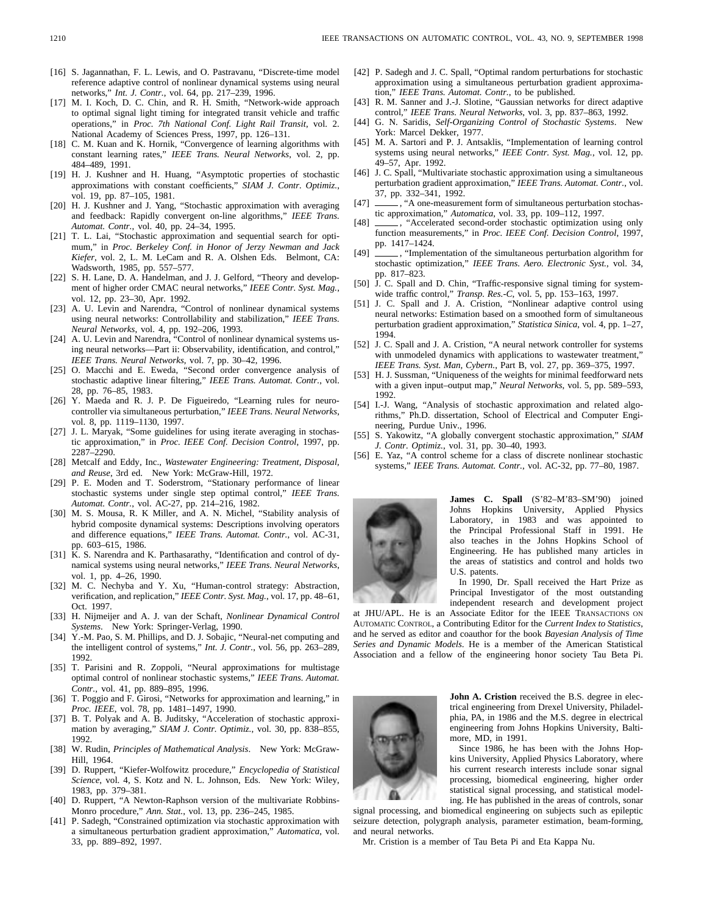[16] S. Jagannathan, F. L. Lewis, and O. Pastravanu, "Discrete-time model reference adaptive control of nonlinear dynamical systems using neural networks," *Int. J. Contr.*, vol. 64, pp. 217–239, 1996.

[17] M. I. Koch, D. C. Chin, and R. H. Smith, "Network-wide approach to optimal signal light timing for integrated transit vehicle and traffic operations," in *Proc. 7th National Conf. Light Rail Transit*, vol. 2. National Academy of Sciences Press, 1997, pp. 126–131.

[18] C. M. Kuan and K. Hornik, "Convergence of learning algorithms with constant learning rates," *IEEE Trans. Neural Networks*, vol. 2, pp. 484–489, 1991.

[19] H. J. Kushner and H. Huang, "Asymptotic properties of stochastic approximations with constant coefficients," *SIAM J. Contr. Optimiz.*, vol. 19, pp. 87–105, 1981.

[20] H. J. Kushner and J. Yang, "Stochastic approximation with averaging and feedback: Rapidly convergent on-line algorithms," *IEEE Trans. Automat. Contr.*, vol. 40, pp. 24–34, 1995.

[21] T. L. Lai, "Stochastic approximation and sequential search for optimum," in *Proc. Berkeley Conf. in Honor of Jerzy Newman and Jack Kiefer*, vol. 2, L. M. LeCam and R. A. Olshen Eds. Belmont, CA: Wadsworth, 1985, pp. 557–577.

[22] S. H. Lane, D. A. Handelman, and J. J. Gelford, "Theory and development of higher order CMAC neural networks," *IEEE Contr. Syst. Mag.*, vol. 12, pp. 23–30, Apr. 1992.

[23] A. U. Levin and Narendra, "Control of nonlinear dynamical systems using neural networks: Controllability and stabilization," *IEEE Trans. Neural Networks*, vol. 4, pp. 192–206, 1993.

[24] A. U. Levin and Narendra, "Control of nonlinear dynamical systems using neural networks—Part ii: Observability, identification, and control," *IEEE Trans. Neural Networks*, vol. 7, pp. 30–42, 1996.

[25] O. Macchi and E. Eweda, "Second order convergence analysis of stochastic adaptive linear filtering," *IEEE Trans. Automat. Contr.*, vol. 28, pp. 76–85, 1983.

[26] Y. Maeda and R. J. P. De Figueiredo, "Learning rules for neuro-controller via simultaneous perturbation," *IEEE Trans. Neural Networks*, vol. 8, pp. 1119–1130, 1997.

[27] J. L. Maryak, "Some guidelines for using iterate averaging in stochastic approximation," in *Proc. IEEE Conf. Decision Control*, 1997, pp. 2287–2290.

[28] Metcalf and Eddy, Inc., *Wastewater Engineering: Treatment, Disposal, and Reuse*, 3rd ed. New York: McGraw-Hill, 1972.

[29] P. E. Moden and T. Soderstrom, "Stationary performance of linear stochastic systems under single step optimal control," *IEEE Trans. Automat. Contr.*, vol. AC-27, pp. 214–216, 1982.

[30] M. S. Mousa, R. K Miller, and A. N. Michel, "Stability analysis of hybrid composite dynamical systems: Descriptions involving operators and difference equations," *IEEE Trans. Automat. Contr.*, vol. AC-31, pp. 603–615, 1986.

[31] K. S. Narendra and K. Parthasarathy, "Identification and control of dynamical systems using neural networks," *IEEE Trans. Neural Networks*, vol. 1, pp. 4–26, 1990.

[32] M. C. Nechyba and Y. Xu, "Human-control strategy: Abstraction, verification, and replication," *IEEE Contr. Syst. Mag.*, vol. 17, pp. 48–61, Oct. 1997.

[33] H. Nijmeijer and A. J. van der Schaft, *Nonlinear Dynamical Control Systems*. New York: Springer-Verlag, 1990.

[34] Y.-M. Pao, S. M. Phillips, and D. J. Sobajic, "Neural-net computing and the intelligent control of systems," *Int. J. Contr.*, vol. 56, pp. 263–289, 1992.

[35] T. Parisini and R. Zoppoli, "Neural approximations for multistage optimal control of nonlinear stochastic systems," *IEEE Trans. Automat. Contr.*, vol. 41, pp. 889–895, 1996.

[36] T. Poggio and F. Girosi, "Networks for approximation and learning," in *Proc. IEEE*, vol. 78, pp. 1481–1497, 1990.

[37] B. T. Polyak and A. B. Juditsky, "Acceleration of stochastic approximation by averaging," *SIAM J. Contr. Optimiz.*, vol. 30, pp. 838–855, 1992.

[38] W. Rudin, *Principles of Mathematical Analysis*. New York: McGraw-Hill, 1964.

[39] D. Ruppert, "Kiefer-Wolfowitz procedure," *Encyclopedia of Statistical Science*, vol. 4, S. Kotz and N. L. Johnson, Eds. New York: Wiley, 1983, pp. 379–381.

[40] D. Ruppert, "A Newton-Raphson version of the multivariate Robbins-Monro procedure," *Ann. Stat.*, vol. 13, pp. 236–245, 1985.

[41] P. Sadegh, "Constrained optimization via stochastic approximation with a simultaneous perturbation gradient approximation," *Automatica*, vol. 33, pp. 889–892, 1997.

[42] P. Sadegh and J. C. Spall, "Optimal random perturbations for stochastic approximation using a simultaneous perturbation gradient approximation," *IEEE Trans. Automat. Contr.*, to be published.

[43] R. M. Sanner and J.-J. Slotine, "Gaussian networks for direct adaptive control," *IEEE Trans. Neural Networks*, vol. 3, pp. 837–863, 1992.

[44] G. N. Saridis, *Self-Organizing Control of Stochastic Systems*. New York: Marcel Dekker, 1977.

[45] M. A. Sartori and P. J. Antsaklis, "Implementation of learning control systems using neural networks," *IEEE Contr. Syst. Mag.*, vol. 12, pp. 49–57, Apr. 1992.

[46] J. C. Spall, "Multivariate stochastic approximation using a simultaneous perturbation gradient approximation," *IEEE Trans. Automat. Contr.*, vol. 37, pp. 332–341, 1992.

[47] ——, "A one-measurement form of simultaneous perturbation stochastic approximation," *Automatica*, vol. 33, pp. 109–112, 1997.

[48] ——, "Accelerated second-order stochastic optimization using only function measurements," in *Proc. IEEE Conf. Decision Control*, 1997, pp. 1417–1424.

[49] ——, "Implementation of the simultaneous perturbation algorithm for stochastic optimization," *IEEE Trans. Aero. Electronic Syst.*, vol. 34, pp. 817–823.

[50] J. C. Spall and D. Chin, "Traffic-responsive signal timing for system-wide traffic control," *Transp. Res.-C*, vol. 5, pp. 153–163, 1997.

[51] J. C. Spall and J. A. Cristion, "Nonlinear adaptive control using neural networks: Estimation based on a smoothed form of simultaneous perturbation gradient approximation," *Statistica Sinica*, vol. 4, pp. 1–27, 1994.

[52] J. C. Spall and J. A. Cristion, "A neural network controller for systems with unmodeled dynamics with applications to wastewater treatment," *IEEE Trans. Syst. Man, Cybern.*, Part B, vol. 27, pp. 369–375, 1997.

[53] H. J. Sussman, "Uniqueness of the weights for minimal feedforward nets with a given input–output map," *Neural Networks*, vol. 5, pp. 589–593, 1992.

[54] I.-J. Wang, "Analysis of stochastic approximation and related algorithms," Ph.D. dissertation, School of Electrical and Computer Engineering, Purdue Univ., 1996.

[55] S. Yakowitz, "A globally convergent stochastic approximation," *SIAM J. Contr. Optimiz.*, vol. 31, pp. 30–40, 1993.

[56] E. Yaz, "A control scheme for a class of discrete nonlinear stochastic systems," *IEEE Trans. Automat. Contr.*, vol. AC-32, pp. 77–80, 1987.

**James C. Spall** (S'82–M'83–SM'90) joined Johns Hopkins University, Applied Physics Laboratory, in 1983 and was appointed to the Principal Professional Staff in 1991. He also teaches in the Johns Hopkins School of Engineering. He has published many articles in the areas of statistics and control and holds two U.S. patents.

In 1990, Dr. Spall received the Hart Prize as Principal Investigator of the most outstanding independent research and development project at JHU/APL. He is an Associate Editor for the IEEE TRANSACTIONS ON AUTOMATIC CONTROL, a Contributing Editor for the *Current Index to Statistics*, and he served as editor and coauthor for the book *Bayesian Analysis of Time Series and Dynamic Models*. He is a member of the American Statistical Association and a fellow of the engineering honor society Tau Beta Pi.

**John A. Cristion** received the B.S. degree in electrical engineering from Drexel University, Philadelphia, PA, in 1986 and the M.S. degree in electrical engineering from Johns Hopkins University, Baltimore, MD, in 1991.

Since 1986, he has been with the Johns Hopkins University, Applied Physics Laboratory, where his current research interests include sonar signal processing, biomedical engineering, higher order statistical signal processing, and statistical modeling. He has published in the areas of controls, sonar signal processing, and biomedical engineering on subjects such as epileptic seizure detection, polygraph analysis, parameter estimation, beam-forming, and neural networks.

Mr. Cristion is a member of Tau Beta Pi and Eta Kappa Nu.